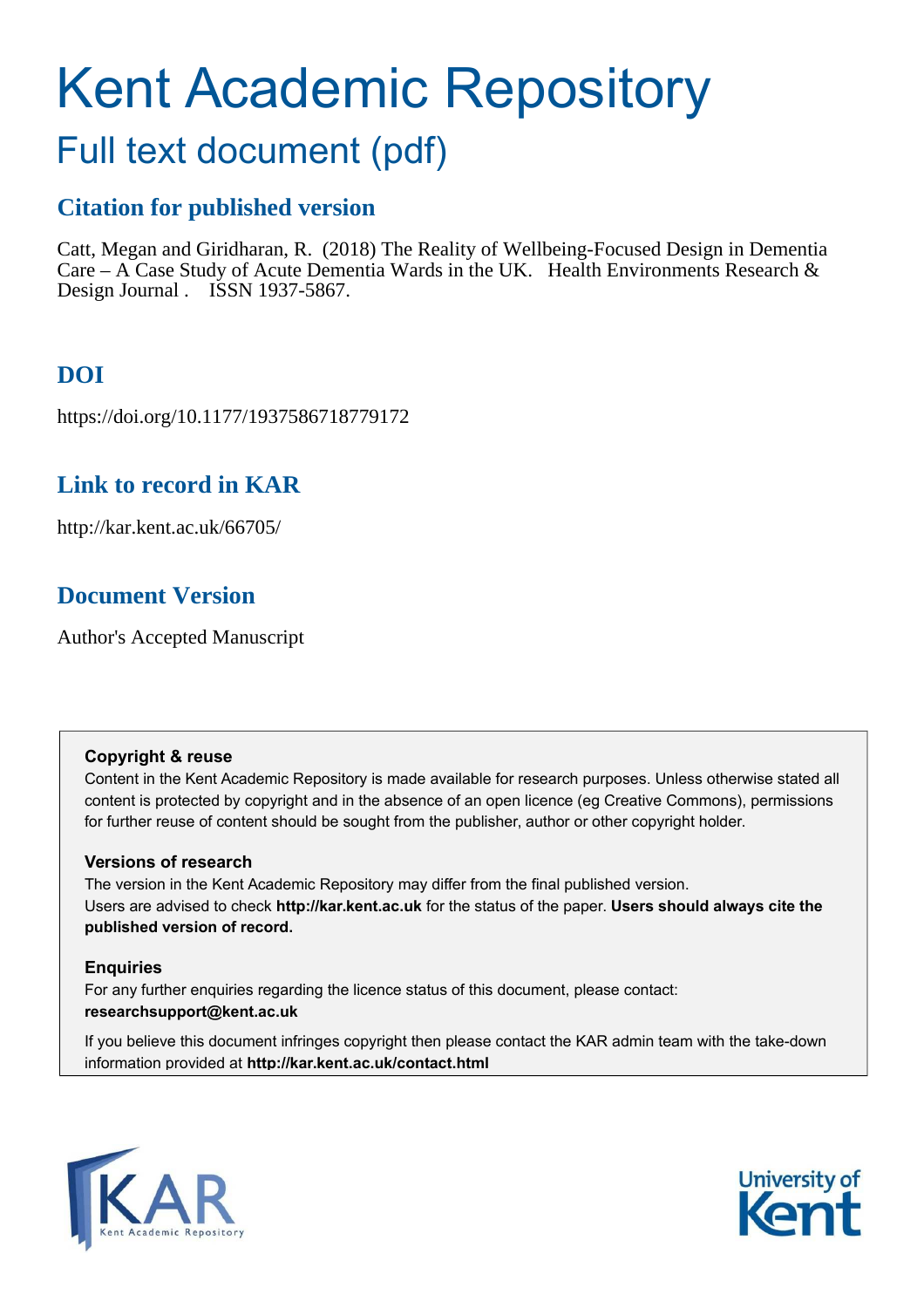# Kent Academic Repository

## Full text document (pdf)

### Citation for published version

Catt, Megan and Giridharan, R. (2018) The Reality of Wellbeing-Focused Design in Dementia Care – A Case Study of Acute Dementia Wards in the UK. Health Environments Research & Design Journal . ISSN 1937-5867.

### DOI

https://doi.org/10.1177/1937586718779172

### Link to record in KAR

http://kar.kent.ac.uk/66705/

### Document Version

Author's Accepted Manuscript

**Copyright & reuse**

Content in the Kent Academic Repository is made available for research purposes. Unless otherwise stated all content is protected by copyright and in the absence of an open licence (eg Creative Commons), permissions for further reuse of content should be sought from the publisher, author or other copyright holder.

**Versions of research**

The version in the Kent Academic Repository may differ from the final published version. Users are advised to check **http://kar.kent.ac.uk** for the status of the paper. **Users should always cite the published version of record.**

**Enquiries**

For any further enquiries regarding the licence status of this document, please contact: **researchsupport@kent.ac.uk**

If you believe this document infringes copyright then please contact the KAR admin team with the take-down information provided at **http://kar.kent.ac.uk/contact.html**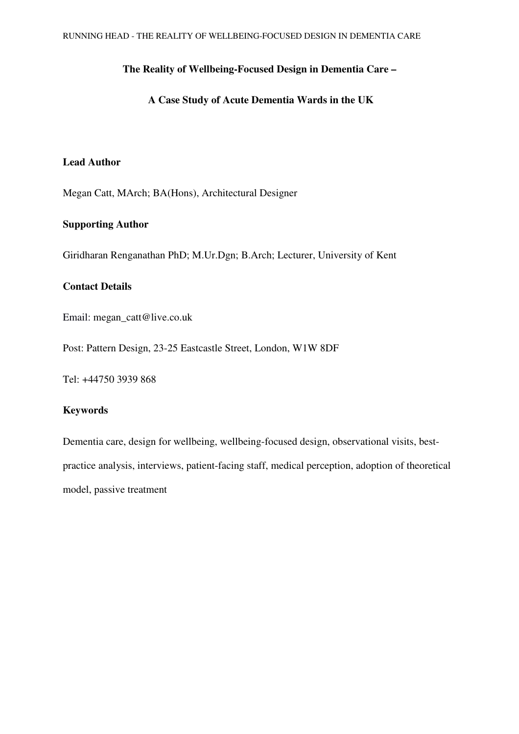# The Reality of Wellbeing-Focused Design in Dementia Care –

# A Case Study of Acute Dementia Wards in the UK

## Lead Author

Megan Catt, MArch; BA(Hons), Architectural Designer

## Supporting Author

Giridharan Renganathan PhD; M.Ur.Dgn; B.Arch; Lecturer, University of Kent

## Contact Details

Email: megan_catt@live.co.uk

Post: Pattern Design, 23-25 Eastcastle Street, London, W1W 8DF

Tel: +44750 3939 868

## Keywords

Dementia care, design for wellbeing, wellbeing-focused design, observational visits, best-practice analysis, interviews, patient-facing staff, medical perception, adoption of theoretical model, passive treatment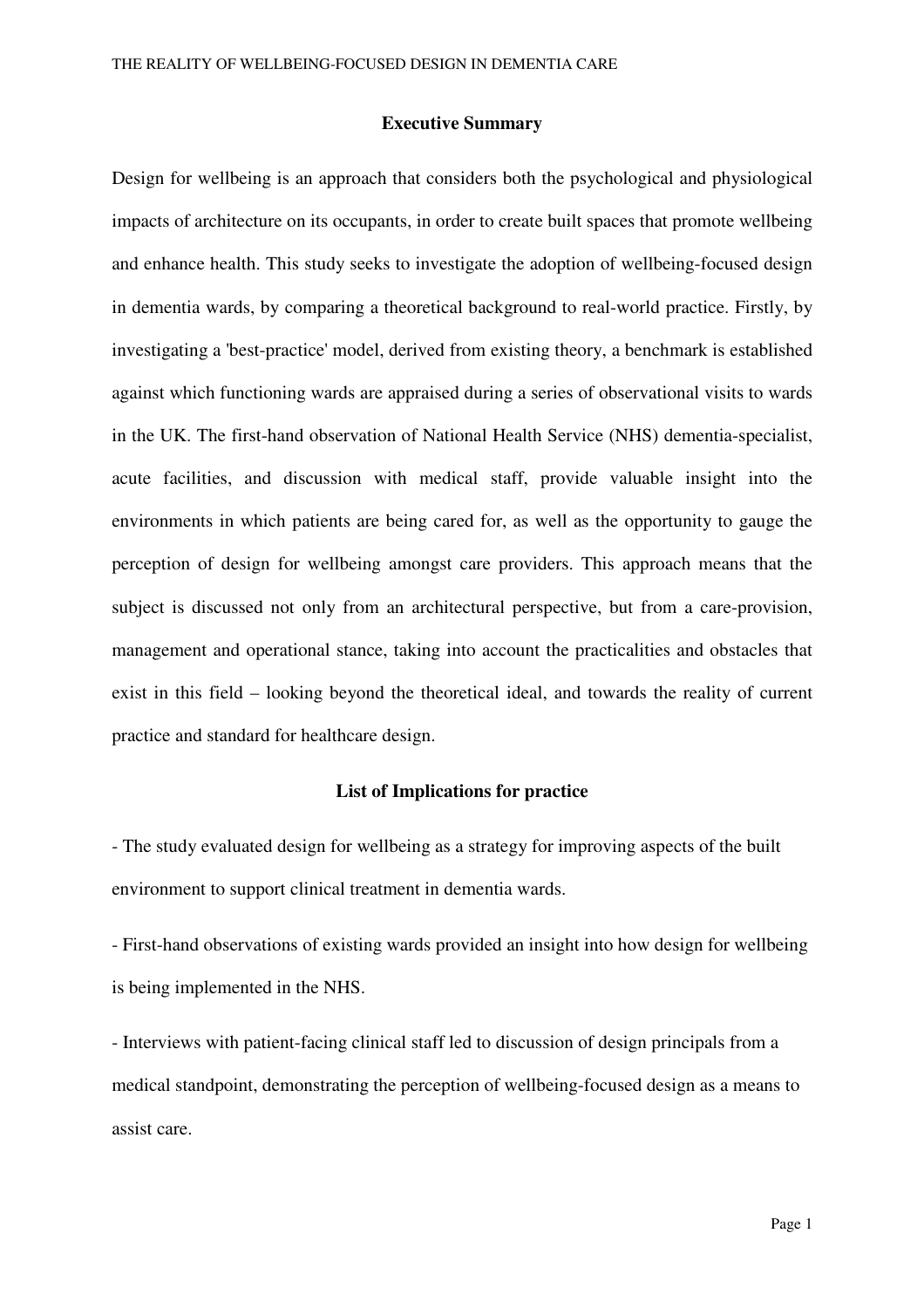## Executive Summary

Design for wellbeing is an approach that considers both the psychological and physiological impacts of architecture on its occupants, in order to create built spaces that promote wellbeing and enhance health. This study seeks to investigate the adoption of wellbeing-focused design in dementia wards, by comparing a theoretical background to real-world practice. Firstly, by investigating a 'best-practice' model, derived from existing theory, a benchmark is established against which functioning wards are appraised during a series of observational visits to wards in the UK. The first-hand observation of National Health Service (NHS) dementia-specialist, acute facilities, and discussion with medical staff, provide valuable insight into the environments in which patients are being cared for, as well as the opportunity to gauge the perception of design for wellbeing amongst care providers. This approach means that the subject is discussed not only from an architectural perspective, but from a care-provision, management and operational stance, taking into account the practicalities and obstacles that exist in this field – looking beyond the theoretical ideal, and towards the reality of current practice and standard for healthcare design.

## List of Implications for practice

- The study evaluated design for wellbeing as a strategy for improving aspects of the built environment to support clinical treatment in dementia wards.

- First-hand observations of existing wards provided an insight into how design for wellbeing is being implemented in the NHS.

- Interviews with patient-facing clinical staff led to discussion of design principals from a medical standpoint, demonstrating the perception of wellbeing-focused design as a means to assist care.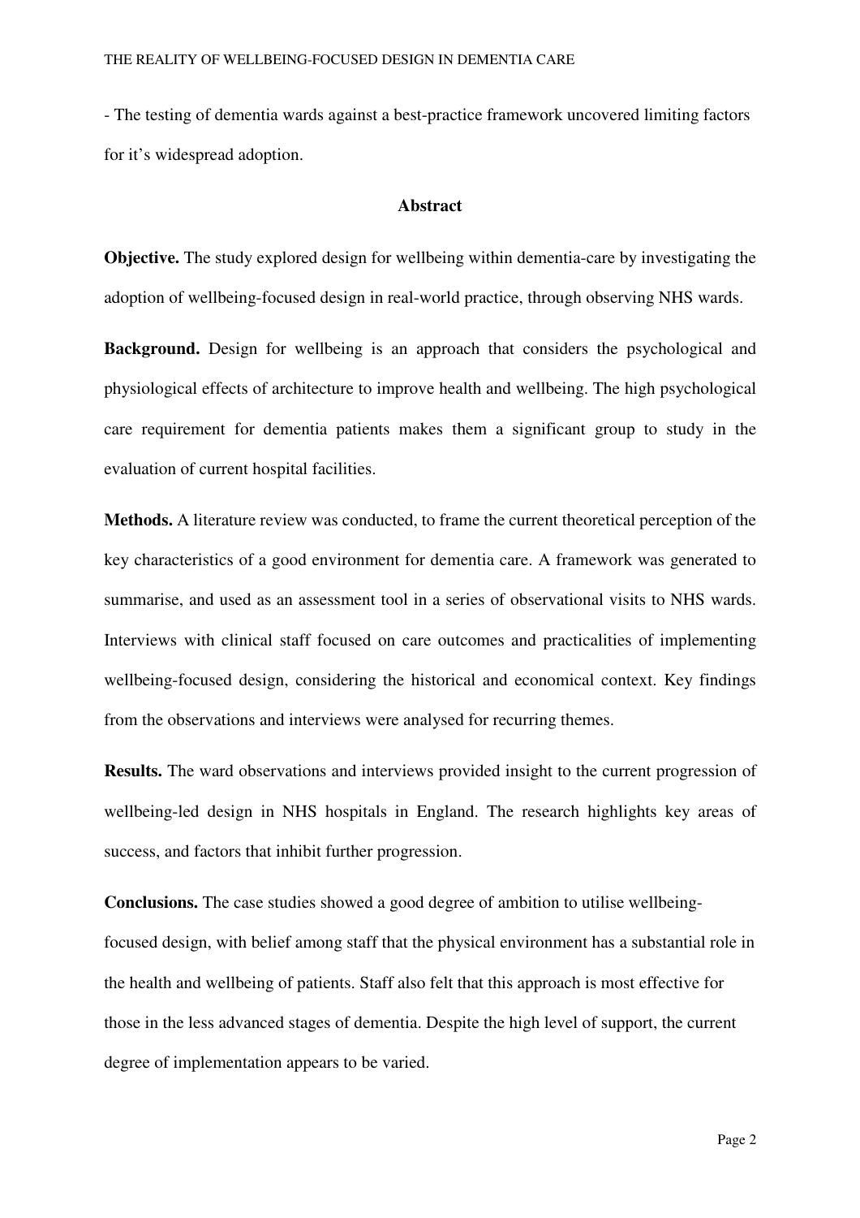- The testing of dementia wards against a best-practice framework uncovered limiting factors for it's widespread adoption.

## Abstract

**Objective.** The study explored design for wellbeing within dementia-care by investigating the adoption of wellbeing-focused design in real-world practice, through observing NHS wards.

**Background.** Design for wellbeing is an approach that considers the psychological and physiological effects of architecture to improve health and wellbeing. The high psychological care requirement for dementia patients makes them a significant group to study in the evaluation of current hospital facilities.

**Methods.** A literature review was conducted, to frame the current theoretical perception of the key characteristics of a good environment for dementia care. A framework was generated to summarise, and used as an assessment tool in a series of observational visits to NHS wards. Interviews with clinical staff focused on care outcomes and practicalities of implementing wellbeing-focused design, considering the historical and economical context. Key findings from the observations and interviews were analysed for recurring themes.

**Results.** The ward observations and interviews provided insight to the current progression of wellbeing-led design in NHS hospitals in England. The research highlights key areas of success, and factors that inhibit further progression.

**Conclusions.** The case studies showed a good degree of ambition to utilise wellbeing-focused design, with belief among staff that the physical environment has a substantial role in the health and wellbeing of patients. Staff also felt that this approach is most effective for those in the less advanced stages of dementia. Despite the high level of support, the current degree of implementation appears to be varied.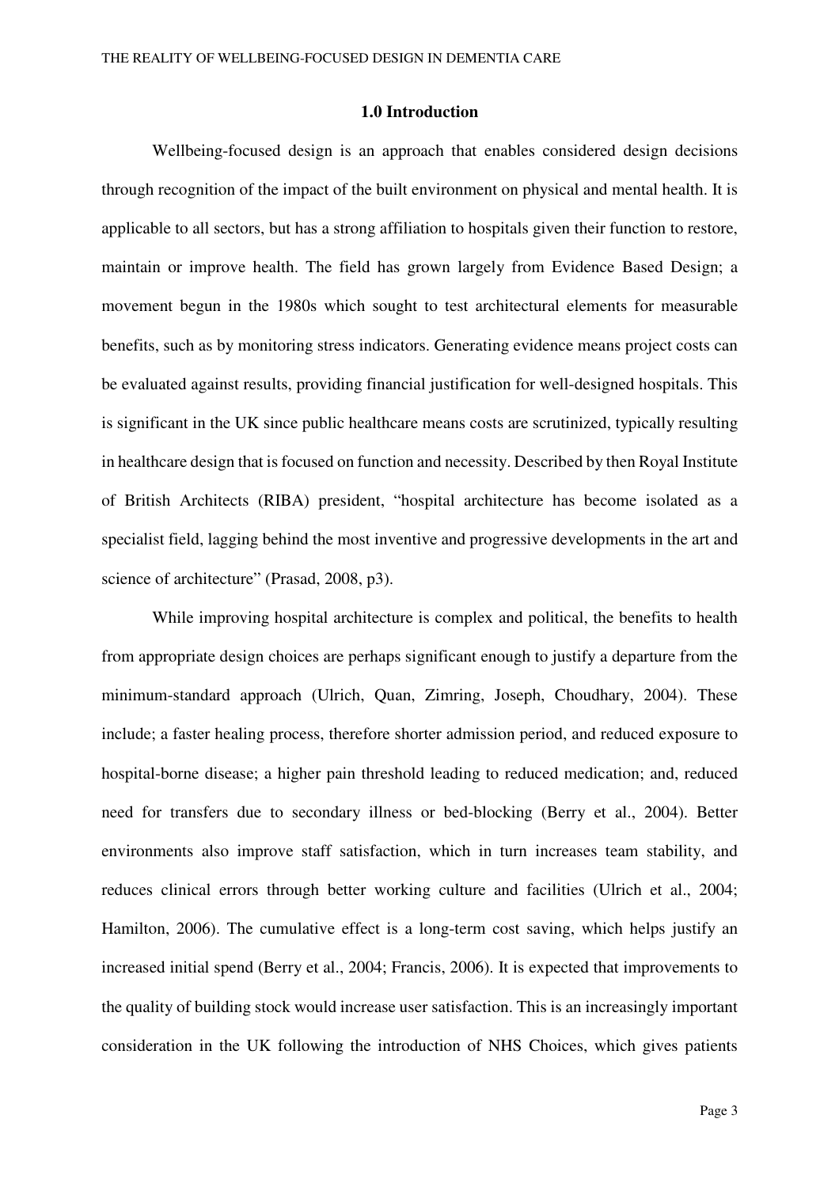## 1.0 Introduction

Wellbeing-focused design is an approach that enables considered design decisions through recognition of the impact of the built environment on physical and mental health. It is applicable to all sectors, but has a strong affiliation to hospitals given their function to restore, maintain or improve health. The field has grown largely from Evidence Based Design; a movement begun in the 1980s which sought to test architectural elements for measurable benefits, such as by monitoring stress indicators. Generating evidence means project costs can be evaluated against results, providing financial justification for well-designed hospitals. This is significant in the UK since public healthcare means costs are scrutinized, typically resulting in healthcare design that is focused on function and necessity. Described by then Royal Institute of British Architects (RIBA) president, "hospital architecture has become isolated as a specialist field, lagging behind the most inventive and progressive developments in the art and science of architecture" (Prasad, 2008, p3).

While improving hospital architecture is complex and political, the benefits to health from appropriate design choices are perhaps significant enough to justify a departure from the minimum-standard approach (Ulrich, Quan, Zimring, Joseph, Choudhary, 2004). These include; a faster healing process, therefore shorter admission period, and reduced exposure to hospital-borne disease; a higher pain threshold leading to reduced medication; and, reduced need for transfers due to secondary illness or bed-blocking (Berry et al., 2004). Better environments also improve staff satisfaction, which in turn increases team stability, and reduces clinical errors through better working culture and facilities (Ulrich et al., 2004; Hamilton, 2006). The cumulative effect is a long-term cost saving, which helps justify an increased initial spend (Berry et al., 2004; Francis, 2006). It is expected that improvements to the quality of building stock would increase user satisfaction. This is an increasingly important consideration in the UK following the introduction of NHS Choices, which gives patients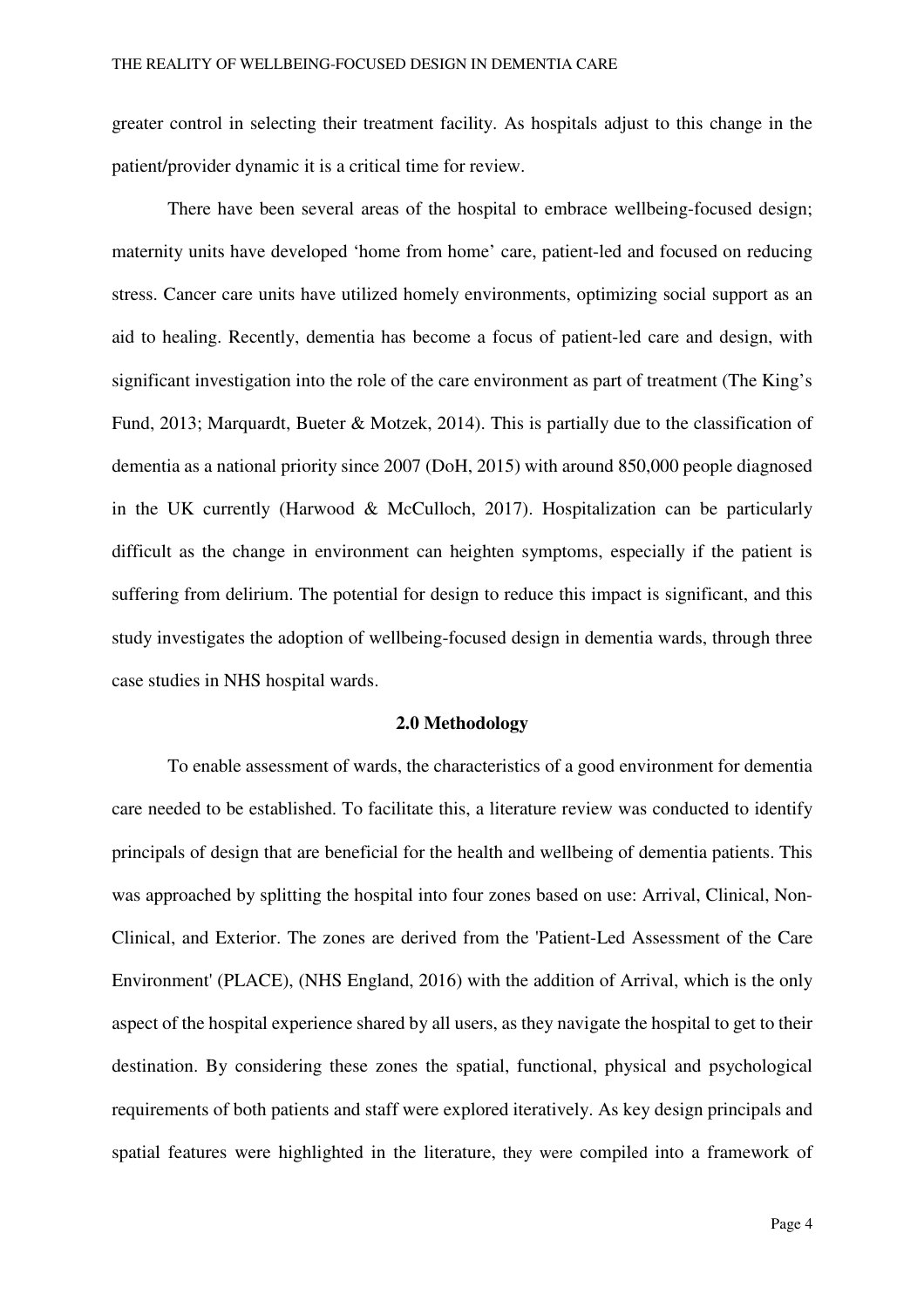greater control in selecting their treatment facility. As hospitals adjust to this change in the patient/provider dynamic it is a critical time for review.

There have been several areas of the hospital to embrace wellbeing-focused design; maternity units have developed 'home from home' care, patient-led and focused on reducing stress. Cancer care units have utilized homely environments, optimizing social support as an aid to healing. Recently, dementia has become a focus of patient-led care and design, with significant investigation into the role of the care environment as part of treatment (The King's Fund, 2013; Marquardt, Bueter & Motzek, 2014). This is partially due to the classification of dementia as a national priority since 2007 (DoH, 2015) with around 850,000 people diagnosed in the UK currently (Harwood & McCulloch, 2017). Hospitalization can be particularly difficult as the change in environment can heighten symptoms, especially if the patient is suffering from delirium. The potential for design to reduce this impact is significant, and this study investigates the adoption of wellbeing-focused design in dementia wards, through three case studies in NHS hospital wards.

## 2.0 Methodology

To enable assessment of wards, the characteristics of a good environment for dementia care needed to be established. To facilitate this, a literature review was conducted to identify principals of design that are beneficial for the health and wellbeing of dementia patients. This was approached by splitting the hospital into four zones based on use: Arrival, Clinical, Non-Clinical, and Exterior. The zones are derived from the 'Patient-Led Assessment of the Care Environment' (PLACE), (NHS England, 2016) with the addition of Arrival, which is the only aspect of the hospital experience shared by all users, as they navigate the hospital to get to their destination. By considering these zones the spatial, functional, physical and psychological requirements of both patients and staff were explored iteratively. As key design principals and spatial features were highlighted in the literature, they were compiled into a framework of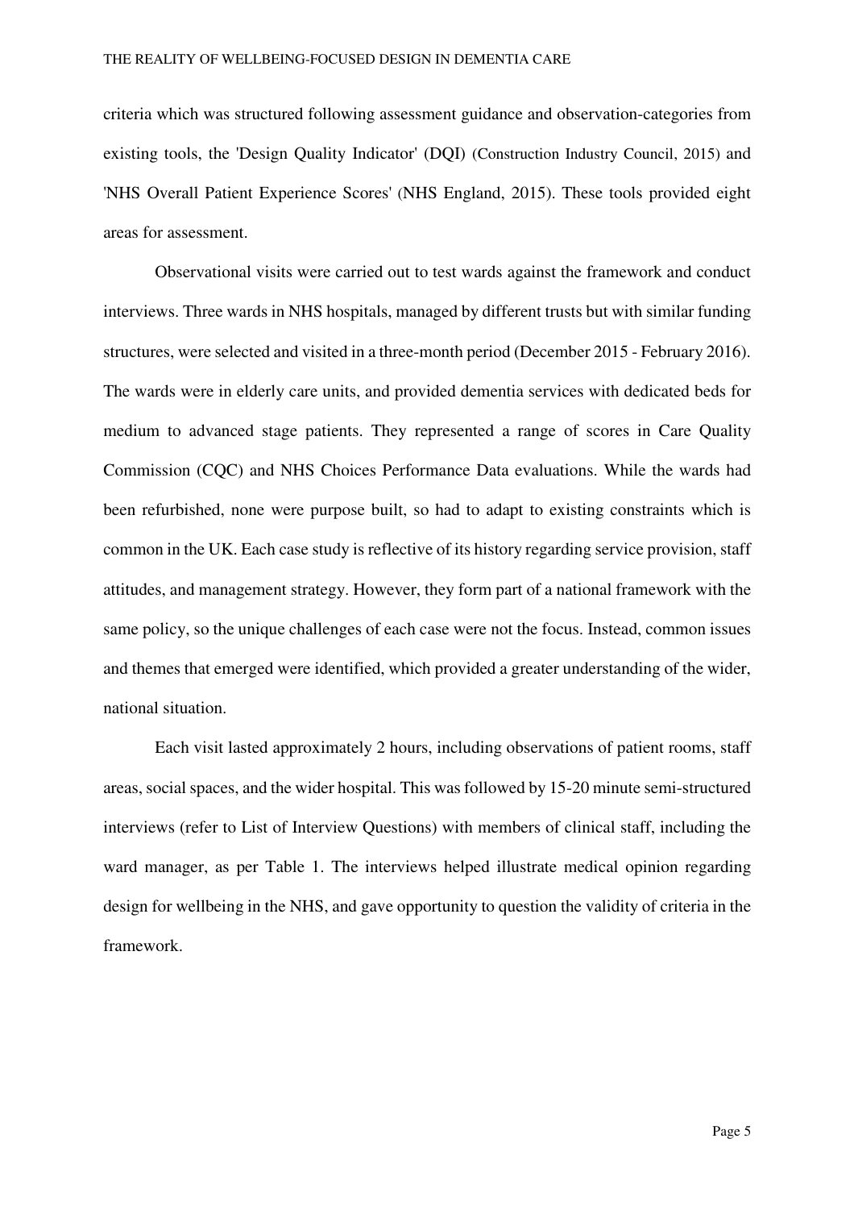criteria which was structured following assessment guidance and observation-categories from existing tools, the 'Design Quality Indicator' (DQI) (Construction Industry Council, 2015) and 'NHS Overall Patient Experience Scores' (NHS England, 2015). These tools provided eight areas for assessment.

Observational visits were carried out to test wards against the framework and conduct interviews. Three wards in NHS hospitals, managed by different trusts but with similar funding structures, were selected and visited in a three-month period (December 2015 - February 2016). The wards were in elderly care units, and provided dementia services with dedicated beds for medium to advanced stage patients. They represented a range of scores in Care Quality Commission (CQC) and NHS Choices Performance Data evaluations. While the wards had been refurbished, none were purpose built, so had to adapt to existing constraints which is common in the UK. Each case study is reflective of its history regarding service provision, staff attitudes, and management strategy. However, they form part of a national framework with the same policy, so the unique challenges of each case were not the focus. Instead, common issues and themes that emerged were identified, which provided a greater understanding of the wider, national situation.

Each visit lasted approximately 2 hours, including observations of patient rooms, staff areas, social spaces, and the wider hospital. This was followed by 15-20 minute semi-structured interviews (refer to List of Interview Questions) with members of clinical staff, including the ward manager, as per Table 1. The interviews helped illustrate medical opinion regarding design for wellbeing in the NHS, and gave opportunity to question the validity of criteria in the framework.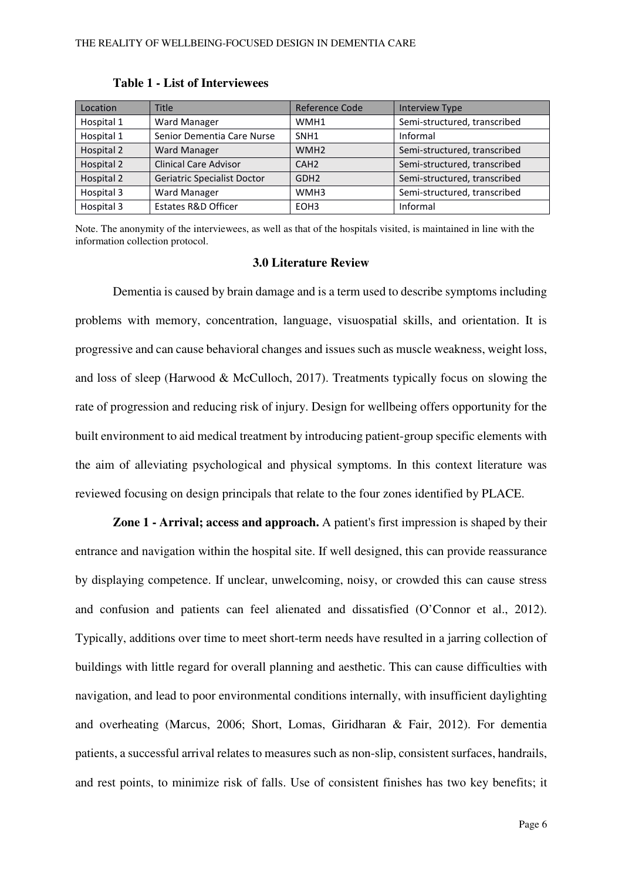**Table 1 - List of Interviewees**

| Location | Title | Reference Code | Interview Type |
| --- | --- | --- | --- |
| Hospital 1 | Ward Manager | WMH1 | Semi-structured, transcribed |
| Hospital 1 | Senior Dementia Care Nurse | SNH1 | Informal |
| Hospital 2 | Ward Manager | WMH2 | Semi-structured, transcribed |
| Hospital 2 | Clinical Care Advisor | CAH2 | Semi-structured, transcribed |
| Hospital 2 | Geriatric Specialist Doctor | GDH2 | Semi-structured, transcribed |
| Hospital 3 | Ward Manager | WMH3 | Semi-structured, transcribed |
| Hospital 3 | Estates R&D Officer | EOH3 | Informal |

Note. The anonymity of the interviewees, as well as that of the hospitals visited, is maintained in line with the information collection protocol.

## 3.0 Literature Review

Dementia is caused by brain damage and is a term used to describe symptoms including problems with memory, concentration, language, visuospatial skills, and orientation. It is progressive and can cause behavioral changes and issues such as muscle weakness, weight loss, and loss of sleep (Harwood & McCulloch, 2017). Treatments typically focus on slowing the rate of progression and reducing risk of injury. Design for wellbeing offers opportunity for the built environment to aid medical treatment by introducing patient-group specific elements with the aim of alleviating psychological and physical symptoms. In this context literature was reviewed focusing on design principals that relate to the four zones identified by PLACE.

**Zone 1 - Arrival; access and approach.** A patient's first impression is shaped by their entrance and navigation within the hospital site. If well designed, this can provide reassurance by displaying competence. If unclear, unwelcoming, noisy, or crowded this can cause stress and confusion and patients can feel alienated and dissatisfied (O'Connor et al., 2012). Typically, additions over time to meet short-term needs have resulted in a jarring collection of buildings with little regard for overall planning and aesthetic. This can cause difficulties with navigation, and lead to poor environmental conditions internally, with insufficient daylighting and overheating (Marcus, 2006; Short, Lomas, Giridharan & Fair, 2012). For dementia patients, a successful arrival relates to measures such as non-slip, consistent surfaces, handrails, and rest points, to minimize risk of falls. Use of consistent finishes has two key benefits; it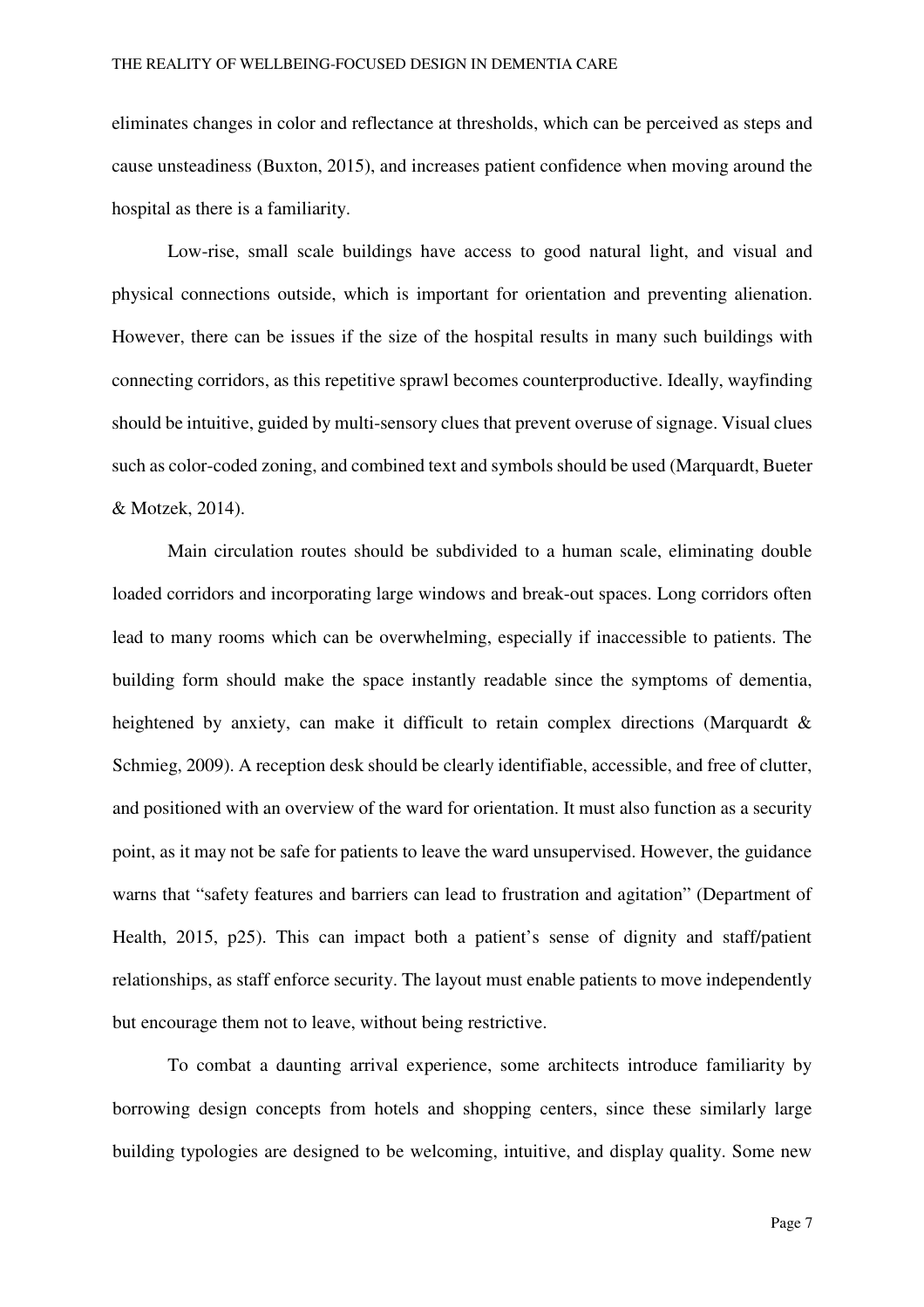eliminates changes in color and reflectance at thresholds, which can be perceived as steps and cause unsteadiness (Buxton, 2015), and increases patient confidence when moving around the hospital as there is a familiarity.

Low-rise, small scale buildings have access to good natural light, and visual and physical connections outside, which is important for orientation and preventing alienation. However, there can be issues if the size of the hospital results in many such buildings with connecting corridors, as this repetitive sprawl becomes counterproductive. Ideally, wayfinding should be intuitive, guided by multi-sensory clues that prevent overuse of signage. Visual clues such as color-coded zoning, and combined text and symbols should be used (Marquardt, Bueter & Motzek, 2014).

Main circulation routes should be subdivided to a human scale, eliminating double loaded corridors and incorporating large windows and break-out spaces. Long corridors often lead to many rooms which can be overwhelming, especially if inaccessible to patients. The building form should make the space instantly readable since the symptoms of dementia, heightened by anxiety, can make it difficult to retain complex directions (Marquardt & Schmieg, 2009). A reception desk should be clearly identifiable, accessible, and free of clutter, and positioned with an overview of the ward for orientation. It must also function as a security point, as it may not be safe for patients to leave the ward unsupervised. However, the guidance warns that "safety features and barriers can lead to frustration and agitation" (Department of Health, 2015, p25). This can impact both a patient's sense of dignity and staff/patient relationships, as staff enforce security. The layout must enable patients to move independently but encourage them not to leave, without being restrictive.

To combat a daunting arrival experience, some architects introduce familiarity by borrowing design concepts from hotels and shopping centers, since these similarly large building typologies are designed to be welcoming, intuitive, and display quality. Some new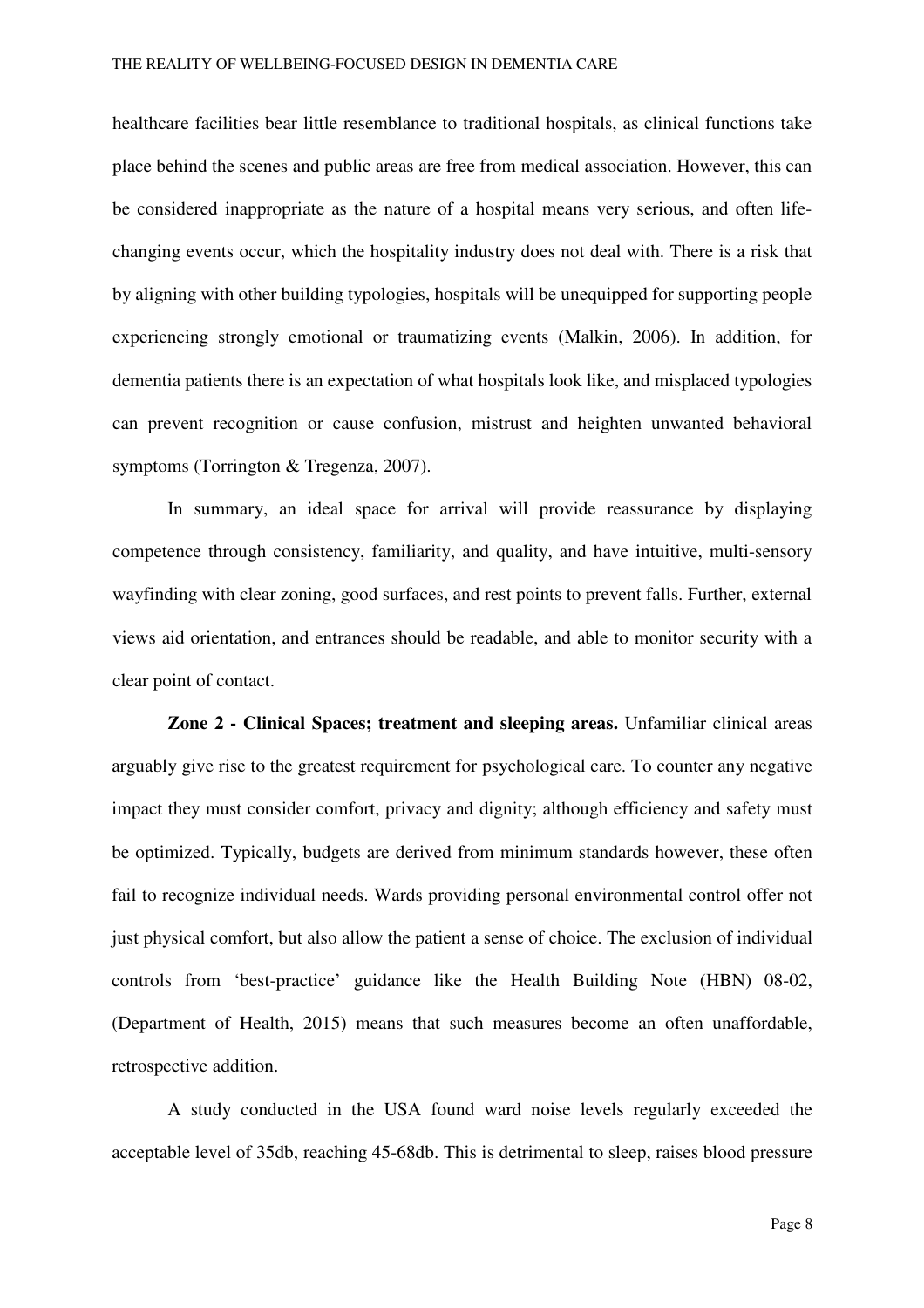healthcare facilities bear little resemblance to traditional hospitals, as clinical functions take place behind the scenes and public areas are free from medical association. However, this can be considered inappropriate as the nature of a hospital means very serious, and often life-changing events occur, which the hospitality industry does not deal with. There is a risk that by aligning with other building typologies, hospitals will be unequipped for supporting people experiencing strongly emotional or traumatizing events (Malkin, 2006). In addition, for dementia patients there is an expectation of what hospitals look like, and misplaced typologies can prevent recognition or cause confusion, mistrust and heighten unwanted behavioral symptoms (Torrington & Tregenza, 2007).

In summary, an ideal space for arrival will provide reassurance by displaying competence through consistency, familiarity, and quality, and have intuitive, multi-sensory wayfinding with clear zoning, good surfaces, and rest points to prevent falls. Further, external views aid orientation, and entrances should be readable, and able to monitor security with a clear point of contact.

**Zone 2 - Clinical Spaces; treatment and sleeping areas.** Unfamiliar clinical areas arguably give rise to the greatest requirement for psychological care. To counter any negative impact they must consider comfort, privacy and dignity; although efficiency and safety must be optimized. Typically, budgets are derived from minimum standards however, these often fail to recognize individual needs. Wards providing personal environmental control offer not just physical comfort, but also allow the patient a sense of choice. The exclusion of individual controls from 'best-practice' guidance like the Health Building Note (HBN) 08-02, (Department of Health, 2015) means that such measures become an often unaffordable, retrospective addition.

A study conducted in the USA found ward noise levels regularly exceeded the acceptable level of 35db, reaching 45-68db. This is detrimental to sleep, raises blood pressure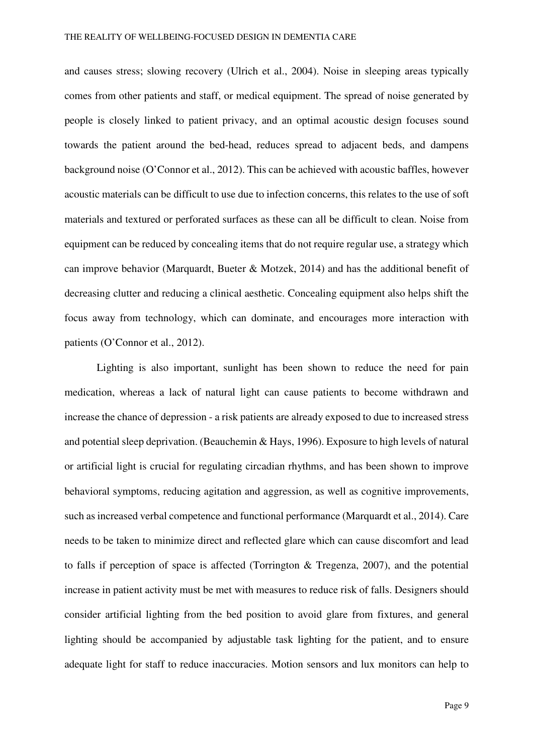and causes stress; slowing recovery (Ulrich et al., 2004). Noise in sleeping areas typically comes from other patients and staff, or medical equipment. The spread of noise generated by people is closely linked to patient privacy, and an optimal acoustic design focuses sound towards the patient around the bed-head, reduces spread to adjacent beds, and dampens background noise (O'Connor et al., 2012). This can be achieved with acoustic baffles, however acoustic materials can be difficult to use due to infection concerns, this relates to the use of soft materials and textured or perforated surfaces as these can all be difficult to clean. Noise from equipment can be reduced by concealing items that do not require regular use, a strategy which can improve behavior (Marquardt, Bueter & Motzek, 2014) and has the additional benefit of decreasing clutter and reducing a clinical aesthetic. Concealing equipment also helps shift the focus away from technology, which can dominate, and encourages more interaction with patients (O'Connor et al., 2012).

Lighting is also important, sunlight has been shown to reduce the need for pain medication, whereas a lack of natural light can cause patients to become withdrawn and increase the chance of depression - a risk patients are already exposed to due to increased stress and potential sleep deprivation. (Beauchemin & Hays, 1996). Exposure to high levels of natural or artificial light is crucial for regulating circadian rhythms, and has been shown to improve behavioral symptoms, reducing agitation and aggression, as well as cognitive improvements, such as increased verbal competence and functional performance (Marquardt et al., 2014). Care needs to be taken to minimize direct and reflected glare which can cause discomfort and lead to falls if perception of space is affected (Torrington & Tregenza, 2007), and the potential increase in patient activity must be met with measures to reduce risk of falls. Designers should consider artificial lighting from the bed position to avoid glare from fixtures, and general lighting should be accompanied by adjustable task lighting for the patient, and to ensure adequate light for staff to reduce inaccuracies. Motion sensors and lux monitors can help to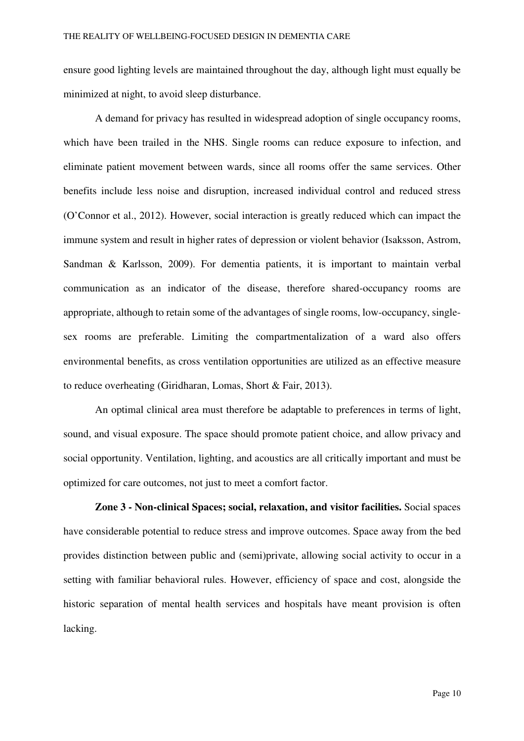ensure good lighting levels are maintained throughout the day, although light must equally be minimized at night, to avoid sleep disturbance.

A demand for privacy has resulted in widespread adoption of single occupancy rooms, which have been trailed in the NHS. Single rooms can reduce exposure to infection, and eliminate patient movement between wards, since all rooms offer the same services. Other benefits include less noise and disruption, increased individual control and reduced stress (O'Connor et al., 2012). However, social interaction is greatly reduced which can impact the immune system and result in higher rates of depression or violent behavior (Isaksson, Astrom, Sandman & Karlsson, 2009). For dementia patients, it is important to maintain verbal communication as an indicator of the disease, therefore shared-occupancy rooms are appropriate, although to retain some of the advantages of single rooms, low-occupancy, single-sex rooms are preferable. Limiting the compartmentalization of a ward also offers environmental benefits, as cross ventilation opportunities are utilized as an effective measure to reduce overheating (Giridharan, Lomas, Short & Fair, 2013).

An optimal clinical area must therefore be adaptable to preferences in terms of light, sound, and visual exposure. The space should promote patient choice, and allow privacy and social opportunity. Ventilation, lighting, and acoustics are all critically important and must be optimized for care outcomes, not just to meet a comfort factor.

**Zone 3 - Non-clinical Spaces; social, relaxation, and visitor facilities.** Social spaces have considerable potential to reduce stress and improve outcomes. Space away from the bed provides distinction between public and (semi)private, allowing social activity to occur in a setting with familiar behavioral rules. However, efficiency of space and cost, alongside the historic separation of mental health services and hospitals have meant provision is often lacking.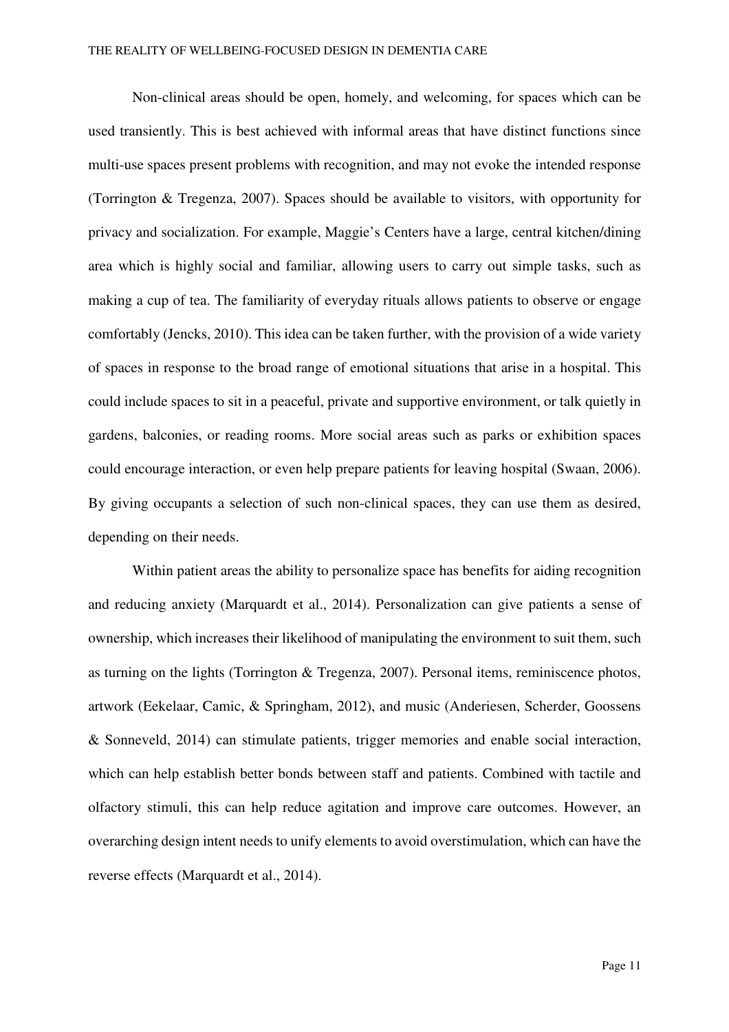Non-clinical areas should be open, homely, and welcoming, for spaces which can be used transiently. This is best achieved with informal areas that have distinct functions since multi-use spaces present problems with recognition, and may not evoke the intended response (Torrington & Tregenza, 2007). Spaces should be available to visitors, with opportunity for privacy and socialization. For example, Maggie's Centers have a large, central kitchen/dining area which is highly social and familiar, allowing users to carry out simple tasks, such as making a cup of tea. The familiarity of everyday rituals allows patients to observe or engage comfortably (Jencks, 2010). This idea can be taken further, with the provision of a wide variety of spaces in response to the broad range of emotional situations that arise in a hospital. This could include spaces to sit in a peaceful, private and supportive environment, or talk quietly in gardens, balconies, or reading rooms. More social areas such as parks or exhibition spaces could encourage interaction, or even help prepare patients for leaving hospital (Swaan, 2006). By giving occupants a selection of such non-clinical spaces, they can use them as desired, depending on their needs.

Within patient areas the ability to personalize space has benefits for aiding recognition and reducing anxiety (Marquardt et al., 2014). Personalization can give patients a sense of ownership, which increases their likelihood of manipulating the environment to suit them, such as turning on the lights (Torrington & Tregenza, 2007). Personal items, reminiscence photos, artwork (Eekelaar, Camic, & Springham, 2012), and music (Anderiesen, Scherder, Goossens & Sonneveld, 2014) can stimulate patients, trigger memories and enable social interaction, which can help establish better bonds between staff and patients. Combined with tactile and olfactory stimuli, this can help reduce agitation and improve care outcomes. However, an overarching design intent needs to unify elements to avoid overstimulation, which can have the reverse effects (Marquardt et al., 2014).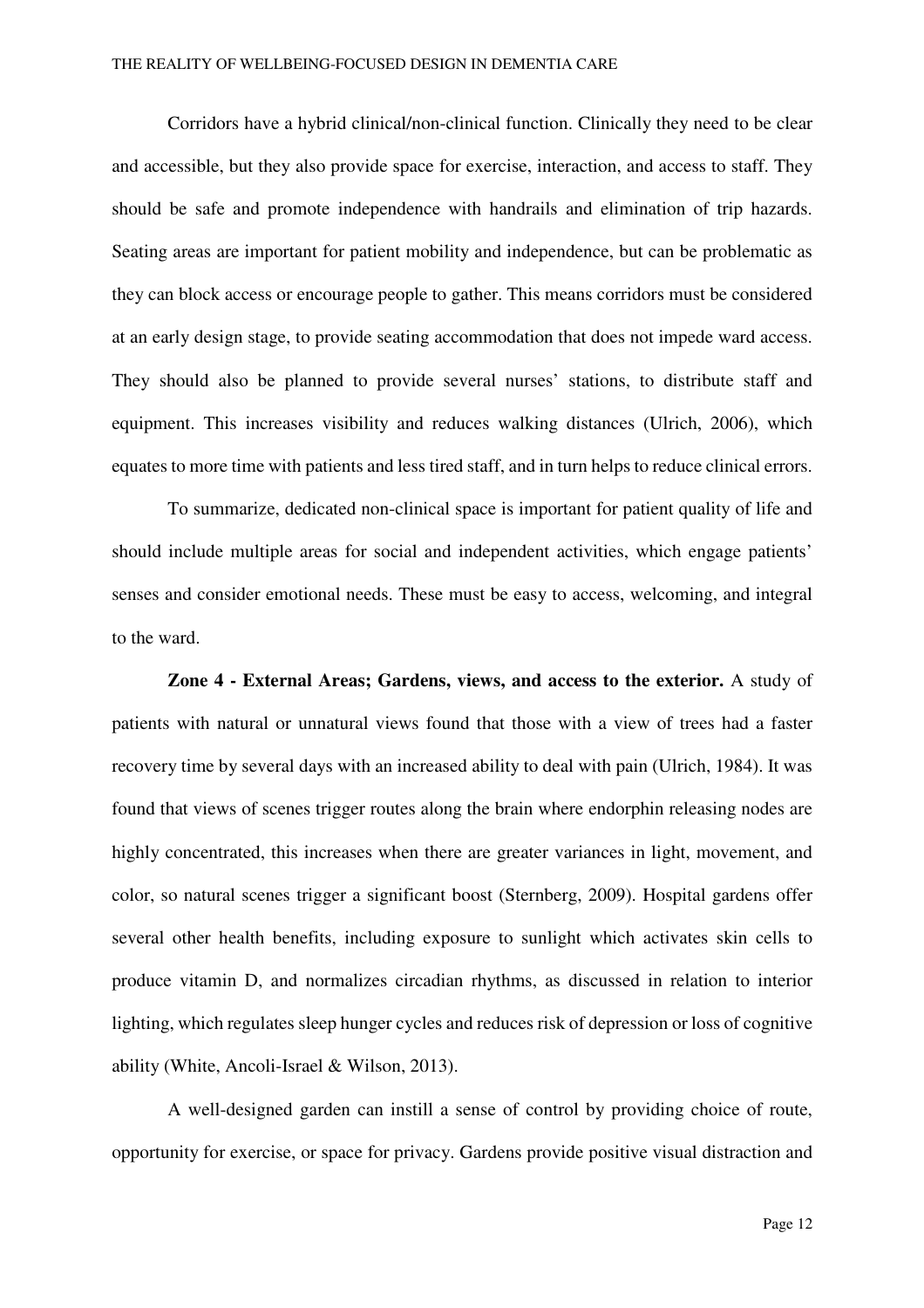Corridors have a hybrid clinical/non-clinical function. Clinically they need to be clear and accessible, but they also provide space for exercise, interaction, and access to staff. They should be safe and promote independence with handrails and elimination of trip hazards. Seating areas are important for patient mobility and independence, but can be problematic as they can block access or encourage people to gather. This means corridors must be considered at an early design stage, to provide seating accommodation that does not impede ward access. They should also be planned to provide several nurses' stations, to distribute staff and equipment. This increases visibility and reduces walking distances (Ulrich, 2006), which equates to more time with patients and less tired staff, and in turn helps to reduce clinical errors.

To summarize, dedicated non-clinical space is important for patient quality of life and should include multiple areas for social and independent activities, which engage patients' senses and consider emotional needs. These must be easy to access, welcoming, and integral to the ward.

**Zone 4 - External Areas; Gardens, views, and access to the exterior.** A study of patients with natural or unnatural views found that those with a view of trees had a faster recovery time by several days with an increased ability to deal with pain (Ulrich, 1984). It was found that views of scenes trigger routes along the brain where endorphin releasing nodes are highly concentrated, this increases when there are greater variances in light, movement, and color, so natural scenes trigger a significant boost (Sternberg, 2009). Hospital gardens offer several other health benefits, including exposure to sunlight which activates skin cells to produce vitamin D, and normalizes circadian rhythms, as discussed in relation to interior lighting, which regulates sleep hunger cycles and reduces risk of depression or loss of cognitive ability (White, Ancoli-Israel & Wilson, 2013).

A well-designed garden can instill a sense of control by providing choice of route, opportunity for exercise, or space for privacy. Gardens provide positive visual distraction and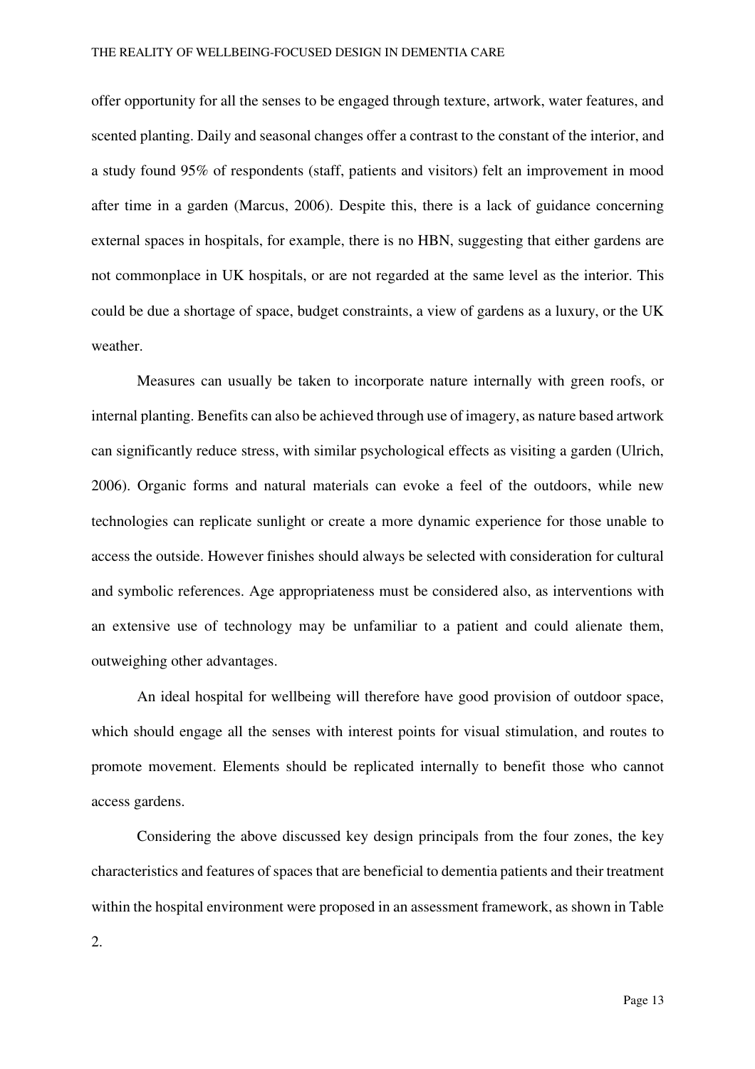offer opportunity for all the senses to be engaged through texture, artwork, water features, and scented planting. Daily and seasonal changes offer a contrast to the constant of the interior, and a study found 95% of respondents (staff, patients and visitors) felt an improvement in mood after time in a garden (Marcus, 2006). Despite this, there is a lack of guidance concerning external spaces in hospitals, for example, there is no HBN, suggesting that either gardens are not commonplace in UK hospitals, or are not regarded at the same level as the interior. This could be due a shortage of space, budget constraints, a view of gardens as a luxury, or the UK weather.

Measures can usually be taken to incorporate nature internally with green roofs, or internal planting. Benefits can also be achieved through use of imagery, as nature based artwork can significantly reduce stress, with similar psychological effects as visiting a garden (Ulrich, 2006). Organic forms and natural materials can evoke a feel of the outdoors, while new technologies can replicate sunlight or create a more dynamic experience for those unable to access the outside. However finishes should always be selected with consideration for cultural and symbolic references. Age appropriateness must be considered also, as interventions with an extensive use of technology may be unfamiliar to a patient and could alienate them, outweighing other advantages.

An ideal hospital for wellbeing will therefore have good provision of outdoor space, which should engage all the senses with interest points for visual stimulation, and routes to promote movement. Elements should be replicated internally to benefit those who cannot access gardens.

Considering the above discussed key design principals from the four zones, the key characteristics and features of spaces that are beneficial to dementia patients and their treatment within the hospital environment were proposed in an assessment framework, as shown in Table 2.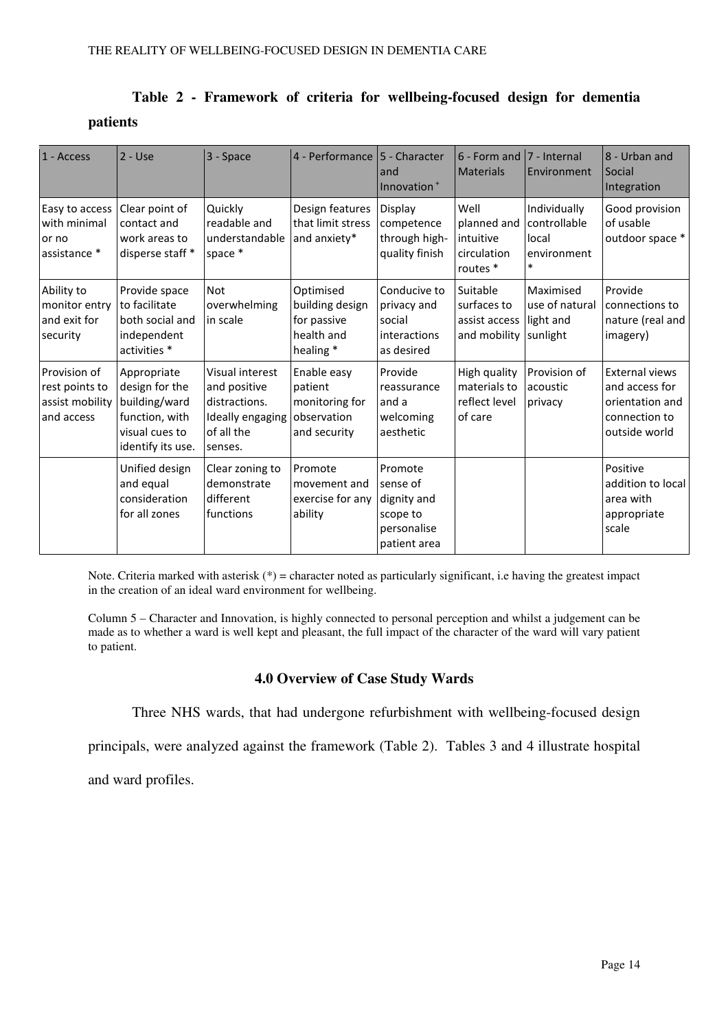**Table 2 - Framework of criteria for wellbeing-focused design for dementia patients**

| 1 - Access | 2 - Use | 3 - Space | 4 - Performance | 5 - Character and Innovation + | 6 - Form and Materials | 7 - Internal Environment | 8 - Urban and Social Integration |
|---|---|---|---|---|---|---|---|
| Easy to access with minimal or no assistance * | Clear point of contact and work areas to disperse staff * | Quickly readable and understandable space * | Design features that limit stress and anxiety* | Display competence through high-quality finish | Well planned and intuitive circulation routes * | Individually controllable local environment * | Good provision of usable outdoor space * |
| Ability to monitor entry and exit for security | Provide space to facilitate both social and independent activities * | Not overwhelming in scale | Optimised building design for passive health and healing * | Conducive to privacy and social interactions as desired | Suitable surfaces to assist access and mobility | Maximised use of natural light and sunlight | Provide connections to nature (real and imagery) |
| Provision of rest points to assist mobility and access | Appropriate design for the building/ward function, with visual cues to identify its use. | Visual interest and positive distractions. Ideally engaging of all the senses. | Enable easy patient monitoring for observation and security | Provide reassurance and a welcoming aesthetic | High quality materials to reflect level of care | Provision of acoustic privacy | External views and access for orientation and connection to outside world |
| | Unified design and equal consideration for all zones | Clear zoning to demonstrate different functions | Promote movement and exercise for any ability | Promote sense of dignity and scope to personalise patient area | | | Positive addition to local area with appropriate scale |

Note. Criteria marked with asterisk (*) = character noted as particularly significant, i.e having the greatest impact in the creation of an ideal ward environment for wellbeing.

Column 5 – Character and Innovation, is highly connected to personal perception and whilst a judgement can be made as to whether a ward is well kept and pleasant, the full impact of the character of the ward will vary patient to patient.

## 4.0 Overview of Case Study Wards

Three NHS wards, that had undergone refurbishment with wellbeing-focused design principals, were analyzed against the framework (Table 2). Tables 3 and 4 illustrate hospital and ward profiles.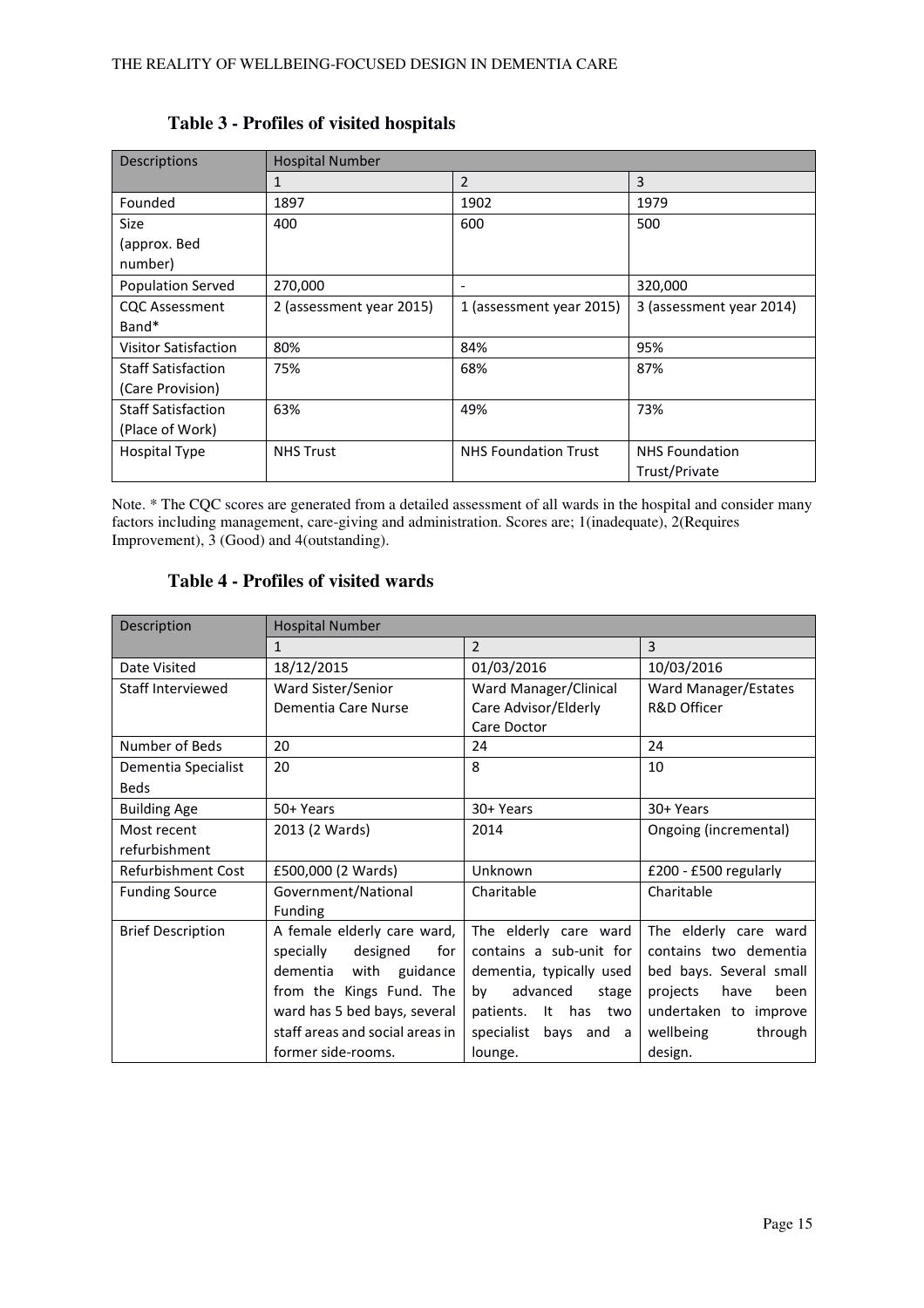**Table 3 - Profiles of visited hospitals**

| Descriptions | Hospital Number | | |
|---|---|---|---|
| | 1 | 2 | 3 |
| Founded | 1897 | 1902 | 1979 |
| Size (approx. Bed number) | 400 | 600 | 500 |
| Population Served | 270,000 | - | 320,000 |
| CQC Assessment Band* | 2 (assessment year 2015) | 1 (assessment year 2015) | 3 (assessment year 2014) |
| Visitor Satisfaction | 80% | 84% | 95% |
| Staff Satisfaction (Care Provision) | 75% | 68% | 87% |
| Staff Satisfaction (Place of Work) | 63% | 49% | 73% |
| Hospital Type | NHS Trust | NHS Foundation Trust | NHS Foundation Trust/Private |

Note. * The CQC scores are generated from a detailed assessment of all wards in the hospital and consider many factors including management, care-giving and administration. Scores are; 1(inadequate), 2(Requires Improvement), 3 (Good) and 4(outstanding).

**Table 4 - Profiles of visited wards**

| Description | Hospital Number | | |
|---|---|---|---|
| | 1 | 2 | 3 |
| Date Visited | 18/12/2015 | 01/03/2016 | 10/03/2016 |
| Staff Interviewed | Ward Sister/Senior Dementia Care Nurse | Ward Manager/Clinical Care Advisor/Elderly Care Doctor | Ward Manager/Estates R&D Officer |
| Number of Beds | 20 | 24 | 24 |
| Dementia Specialist Beds | 20 | 8 | 10 |
| Building Age | 50+ Years | 30+ Years | 30+ Years |
| Most recent refurbishment | 2013 (2 Wards) | 2014 | Ongoing (incremental) |
| Refurbishment Cost | £500,000 (2 Wards) | Unknown | £200 - £500 regularly |
| Funding Source | Government/National Funding | Charitable | Charitable |
| Brief Description | A female elderly care ward, specially designed for dementia with guidance from the Kings Fund. The ward has 5 bed bays, several staff areas and social areas in former side-rooms. | The elderly care ward contains a sub-unit for dementia, typically used by advanced stage patients. It has two specialist bays and a lounge. | The elderly care ward contains two dementia bed bays. Several small projects have been undertaken to improve wellbeing through design. |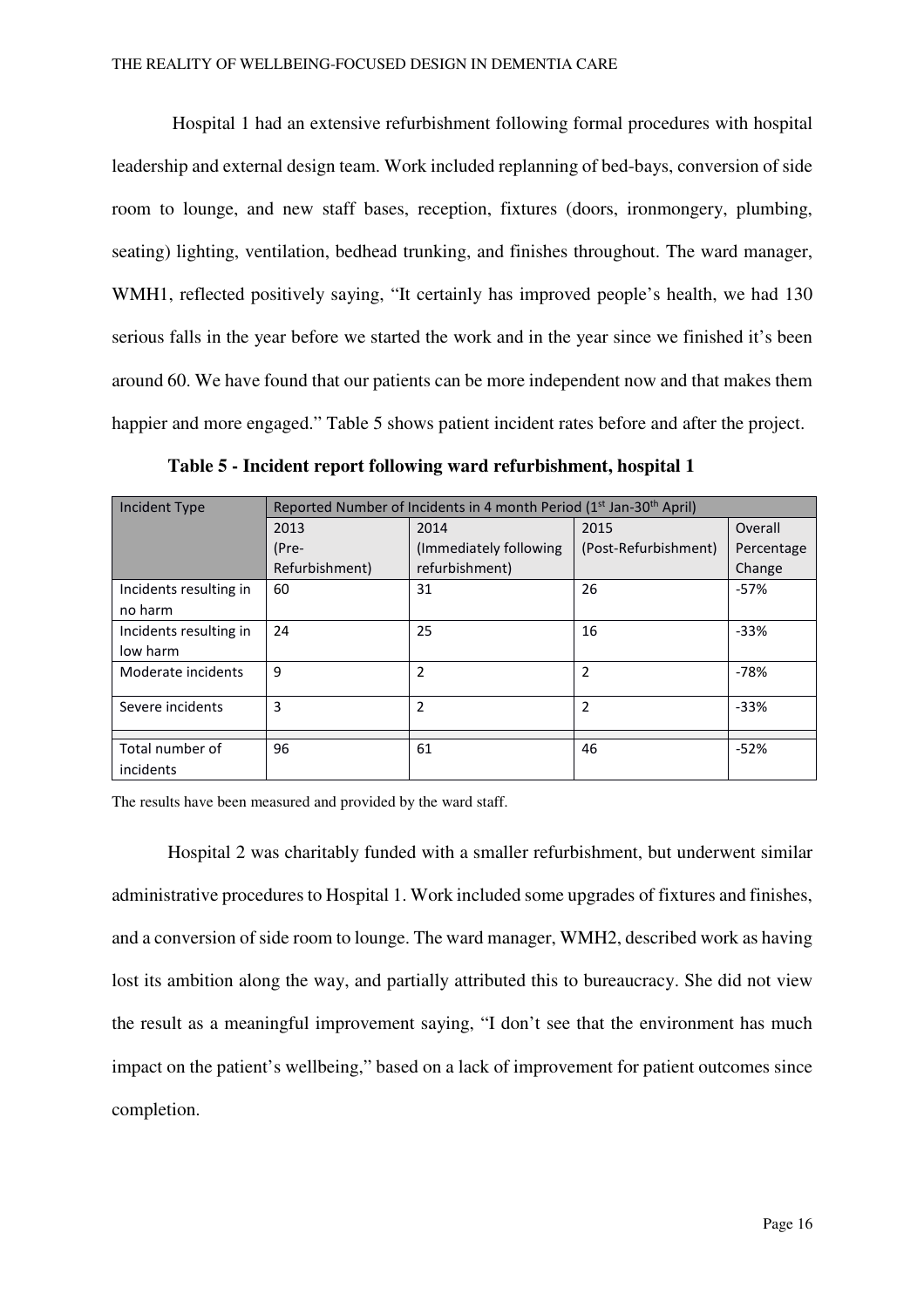Hospital 1 had an extensive refurbishment following formal procedures with hospital leadership and external design team. Work included replanning of bed-bays, conversion of side room to lounge, and new staff bases, reception, fixtures (doors, ironmongery, plumbing, seating) lighting, ventilation, bedhead trunking, and finishes throughout. The ward manager, WMH1, reflected positively saying, "It certainly has improved people's health, we had 130 serious falls in the year before we started the work and in the year since we finished it's been around 60. We have found that our patients can be more independent now and that makes them happier and more engaged." Table 5 shows patient incident rates before and after the project.

**Table 5 - Incident report following ward refurbishment, hospital 1**

| Incident Type | Reported Number of Incidents in 4 month Period (1st Jan-30th April) | | | |
|---|---|---|---|---|
| | 2013 (Pre-Refurbishment) | 2014 (Immediately following refurbishment) | 2015 (Post-Refurbishment) | Overall Percentage Change |
| Incidents resulting in no harm | 60 | 31 | 26 | -57% |
| Incidents resulting in low harm | 24 | 25 | 16 | -33% |
| Moderate incidents | 9 | 2 | 2 | -78% |
| Severe incidents | 3 | 2 | 2 | -33% |
| | | | | |
| Total number of incidents | 96 | 61 | 46 | -52% |

The results have been measured and provided by the ward staff.

Hospital 2 was charitably funded with a smaller refurbishment, but underwent similar administrative procedures to Hospital 1. Work included some upgrades of fixtures and finishes, and a conversion of side room to lounge. The ward manager, WMH2, described work as having lost its ambition along the way, and partially attributed this to bureaucracy. She did not view the result as a meaningful improvement saying, "I don't see that the environment has much impact on the patient's wellbeing," based on a lack of improvement for patient outcomes since completion.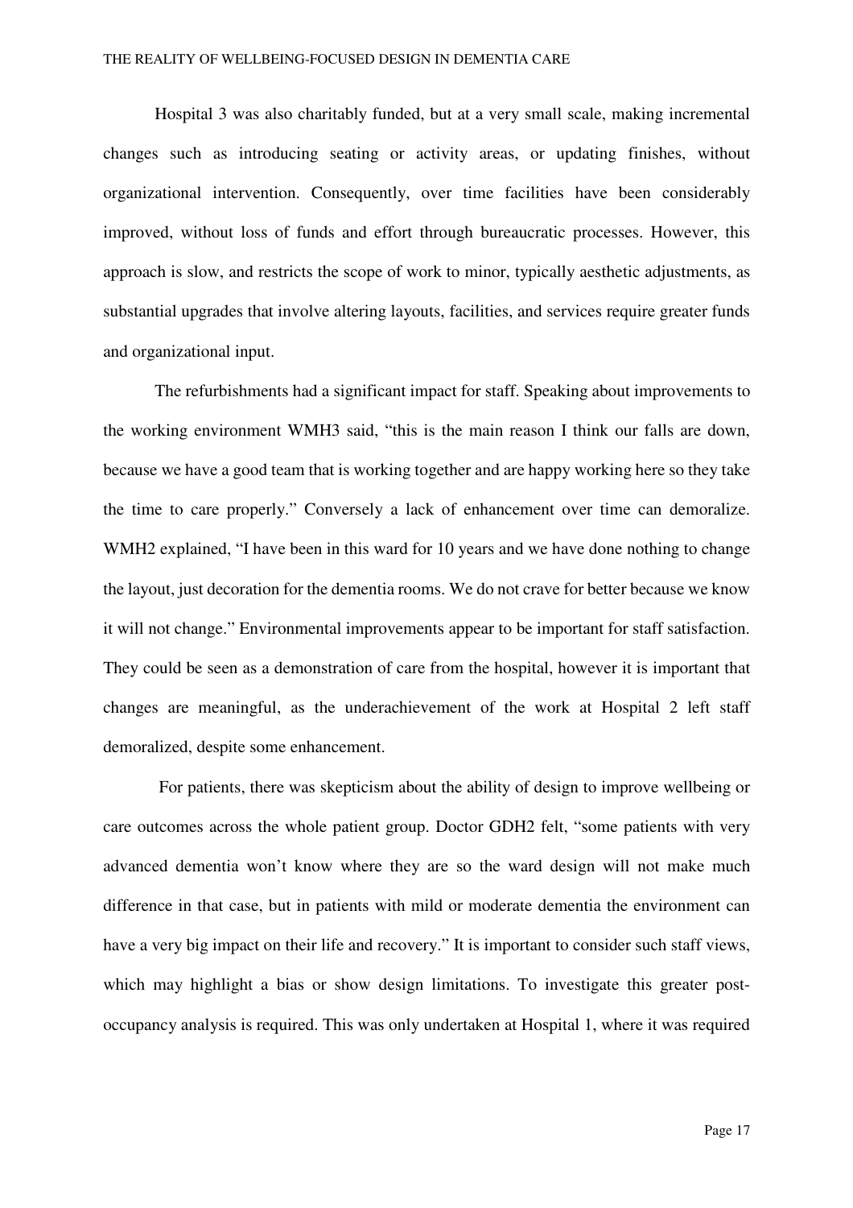Hospital 3 was also charitably funded, but at a very small scale, making incremental changes such as introducing seating or activity areas, or updating finishes, without organizational intervention. Consequently, over time facilities have been considerably improved, without loss of funds and effort through bureaucratic processes. However, this approach is slow, and restricts the scope of work to minor, typically aesthetic adjustments, as substantial upgrades that involve altering layouts, facilities, and services require greater funds and organizational input.

The refurbishments had a significant impact for staff. Speaking about improvements to the working environment WMH3 said, "this is the main reason I think our falls are down, because we have a good team that is working together and are happy working here so they take the time to care properly." Conversely a lack of enhancement over time can demoralize. WMH2 explained, "I have been in this ward for 10 years and we have done nothing to change the layout, just decoration for the dementia rooms. We do not crave for better because we know it will not change." Environmental improvements appear to be important for staff satisfaction. They could be seen as a demonstration of care from the hospital, however it is important that changes are meaningful, as the underachievement of the work at Hospital 2 left staff demoralized, despite some enhancement.

For patients, there was skepticism about the ability of design to improve wellbeing or care outcomes across the whole patient group. Doctor GDH2 felt, "some patients with very advanced dementia won't know where they are so the ward design will not make much difference in that case, but in patients with mild or moderate dementia the environment can have a very big impact on their life and recovery." It is important to consider such staff views, which may highlight a bias or show design limitations. To investigate this greater post-occupancy analysis is required. This was only undertaken at Hospital 1, where it was required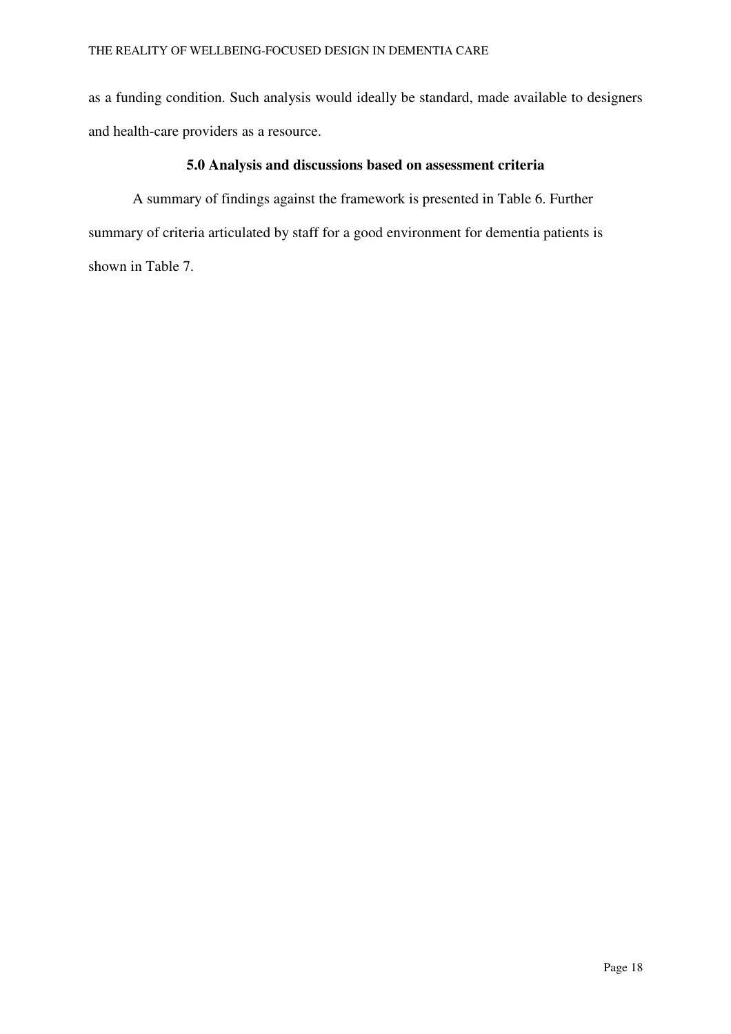as a funding condition. Such analysis would ideally be standard, made available to designers and health-care providers as a resource.

## 5.0 Analysis and discussions based on assessment criteria

A summary of findings against the framework is presented in Table 6. Further summary of criteria articulated by staff for a good environment for dementia patients is shown in Table 7.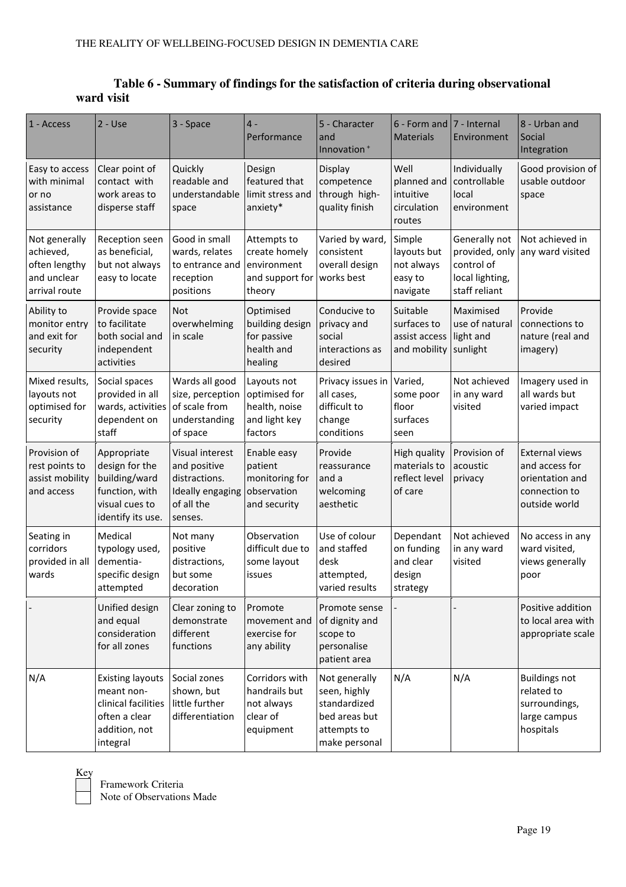**Table 6 - Summary of findings for the satisfaction of criteria during observational ward visit**

| 1 - Access | 2 - Use | 3 - Space | 4 - Performance | 5 - Character and Innovation ⁺ | 6 - Form and Materials | 7 - Internal Environment | 8 - Urban and Social Integration |
|---|---|---|---|---|---|---|---|
| Easy to access with minimal or no assistance | Clear point of contact with work areas to disperse staff | Quickly readable and understandable space | Design featured that limit stress and anxiety* | Display competence through high-quality finish | Well planned and intuitive circulation routes | Individually controllable local environment | Good provision of usable outdoor space |
| Not generally achieved, often lengthy and unclear arrival route | Reception seen as beneficial, but not always easy to locate | Good in small wards, relates to entrance and reception positions | Attempts to create homely environment and support for theory | Varied by ward, consistent overall design works best | Simple layouts but not always easy to navigate | Generally not provided, only control of local lighting, staff reliant | Not achieved in any ward visited |
| Ability to monitor entry and exit for security | Provide space to facilitate both social and independent activities | Not overwhelming in scale | Optimised building design for passive health and healing | Conducive to privacy and social interactions as desired | Suitable surfaces to assist access and mobility | Maximised use of natural light and sunlight | Provide connections to nature (real and imagery) |
| Mixed results, layouts not optimised for security | Social spaces provided in all wards, activities dependent on staff | Wards all good size, perception of scale from understanding of space | Layouts not optimised for health, noise and light key factors | Privacy issues in all cases, difficult to change conditions | Varied, some poor floor surfaces seen | Not achieved in any ward visited | Imagery used in all wards but varied impact |
| Provision of rest points to assist mobility and access | Appropriate design for the building/ward function, with visual cues to identify its use. | Visual interest and positive distractions. Ideally engaging of all the senses. | Enable easy patient monitoring for observation and security | Provide reassurance and a welcoming aesthetic | High quality materials to reflect level of care | Provision of acoustic privacy | External views and access for orientation and connection to outside world |
| Seating in corridors provided in all wards | Medical typology used, dementia-specific design attempted | Not many positive distractions, but some decoration | Observation difficult due to some layout issues | Use of colour and staffed desk attempted, varied results | Dependant on funding and clear design strategy | Not achieved in any ward visited | No access in any ward visited, views generally poor |
| - | Unified design and equal consideration for all zones | Clear zoning to demonstrate different functions | Promote movement and exercise for any ability | Promote sense of dignity and scope to personalise patient area | - | - | Positive addition to local area with appropriate scale |
| N/A | Existing layouts meant non-clinical facilities often a clear addition, not integral | Social zones shown, but little further differentiation | Corridors with handrails but not always clear of equipment | Not generally seen, highly standardized bed areas but attempts to make personal | N/A | N/A | Buildings not related to surroundings, large campus hospitals |

Key
- Framework Criteria
- Note of Observations Made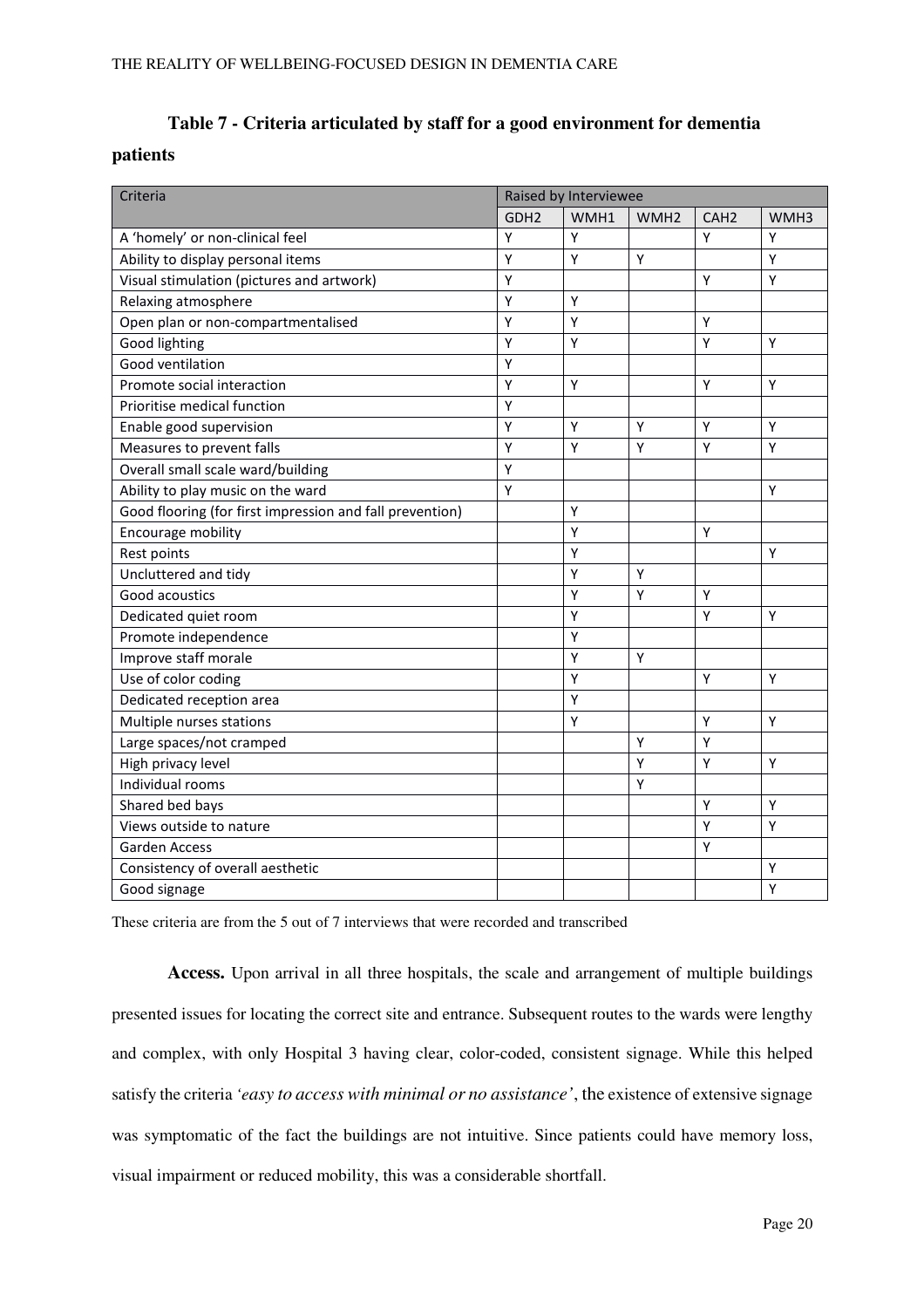**Table 7 - Criteria articulated by staff for a good environment for dementia patients**

| Criteria | Raised by Interviewee | | | | |
|---|---|---|---|---|---|
| | GDH2 | WMH1 | WMH2 | CAH2 | WMH3 |
| A 'homely' or non-clinical feel | Y | Y | | Y | Y |
| Ability to display personal items | Y | Y | Y | | Y |
| Visual stimulation (pictures and artwork) | Y | | | Y | Y |
| Relaxing atmosphere | Y | Y | | | |
| Open plan or non-compartmentalised | Y | Y | | Y | |
| Good lighting | Y | Y | | Y | Y |
| Good ventilation | Y | | | | |
| Promote social interaction | Y | Y | | Y | Y |
| Prioritise medical function | Y | | | | |
| Enable good supervision | Y | Y | Y | Y | Y |
| Measures to prevent falls | Y | Y | Y | Y | Y |
| Overall small scale ward/building | Y | | | | |
| Ability to play music on the ward | Y | | | | Y |
| Good flooring (for first impression and fall prevention) | | Y | | | |
| Encourage mobility | | Y | | Y | |
| Rest points | | Y | | | Y |
| Uncluttered and tidy | | Y | Y | | |
| Good acoustics | | Y | Y | Y | |
| Dedicated quiet room | | Y | | Y | Y |
| Promote independence | | Y | | | |
| Improve staff morale | | Y | Y | | |
| Use of color coding | | Y | | Y | Y |
| Dedicated reception area | | Y | | | |
| Multiple nurses stations | | Y | | Y | Y |
| Large spaces/not cramped | | | Y | Y | |
| High privacy level | | | Y | Y | Y |
| Individual rooms | | | Y | | |
| Shared bed bays | | | | Y | Y |
| Views outside to nature | | | | Y | Y |
| Garden Access | | | | Y | |
| Consistency of overall aesthetic | | | | | Y |
| Good signage | | | | | Y |

These criteria are from the 5 out of 7 interviews that were recorded and transcribed

**Access.** Upon arrival in all three hospitals, the scale and arrangement of multiple buildings presented issues for locating the correct site and entrance. Subsequent routes to the wards were lengthy and complex, with only Hospital 3 having clear, color-coded, consistent signage. While this helped satisfy the criteria *'easy to access with minimal or no assistance'*, the existence of extensive signage was symptomatic of the fact the buildings are not intuitive. Since patients could have memory loss, visual impairment or reduced mobility, this was a considerable shortfall.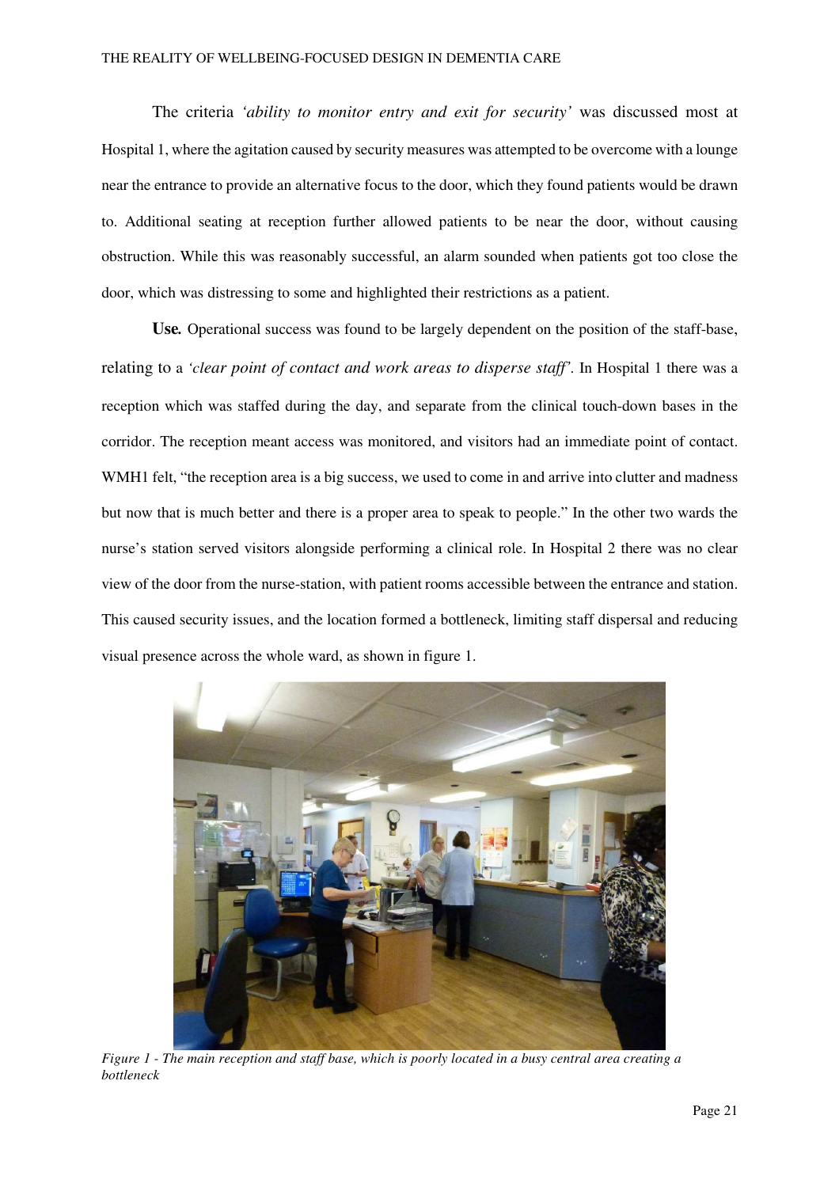The criteria *'ability to monitor entry and exit for security'* was discussed most at Hospital 1, where the agitation caused by security measures was attempted to be overcome with a lounge near the entrance to provide an alternative focus to the door, which they found patients would be drawn to. Additional seating at reception further allowed patients to be near the door, without causing obstruction. While this was reasonably successful, an alarm sounded when patients got too close the door, which was distressing to some and highlighted their restrictions as a patient.

**Use.** Operational success was found to be largely dependent on the position of the staff-base, relating to a *'clear point of contact and work areas to disperse staff'*. In Hospital 1 there was a reception which was staffed during the day, and separate from the clinical touch-down bases in the corridor. The reception meant access was monitored, and visitors had an immediate point of contact. WMH1 felt, "the reception area is a big success, we used to come in and arrive into clutter and madness but now that is much better and there is a proper area to speak to people." In the other two wards the nurse's station served visitors alongside performing a clinical role. In Hospital 2 there was no clear view of the door from the nurse-station, with patient rooms accessible between the entrance and station. This caused security issues, and the location formed a bottleneck, limiting staff dispersal and reducing visual presence across the whole ward, as shown in figure 1.

*Figure 1 - The main reception and staff base, which is poorly located in a busy central area creating a bottleneck*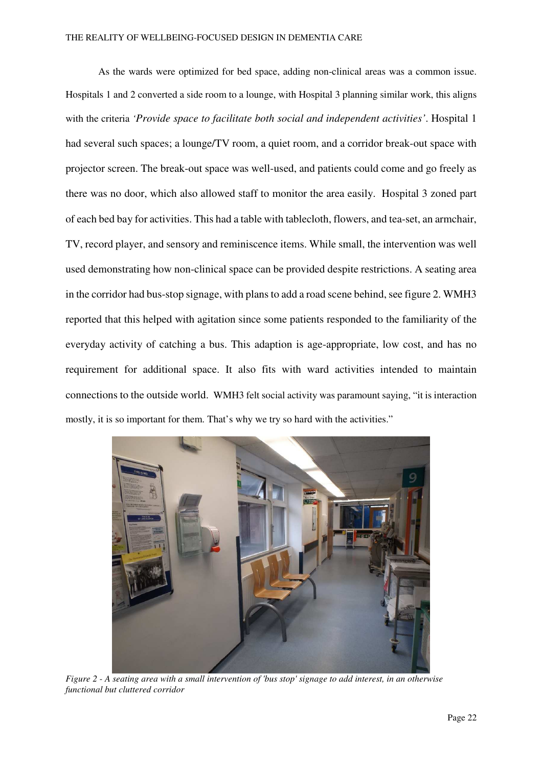As the wards were optimized for bed space, adding non-clinical areas was a common issue. Hospitals 1 and 2 converted a side room to a lounge, with Hospital 3 planning similar work, this aligns with the criteria *'Provide space to facilitate both social and independent activities'*. Hospital 1 had several such spaces; a lounge/TV room, a quiet room, and a corridor break-out space with projector screen. The break-out space was well-used, and patients could come and go freely as there was no door, which also allowed staff to monitor the area easily. Hospital 3 zoned part of each bed bay for activities. This had a table with tablecloth, flowers, and tea-set, an armchair, TV, record player, and sensory and reminiscence items. While small, the intervention was well used demonstrating how non-clinical space can be provided despite restrictions. A seating area in the corridor had bus-stop signage, with plans to add a road scene behind, see figure 2. WMH3 reported that this helped with agitation since some patients responded to the familiarity of the everyday activity of catching a bus. This adaption is age-appropriate, low cost, and has no requirement for additional space. It also fits with ward activities intended to maintain connections to the outside world. WMH3 felt social activity was paramount saying, "it is interaction mostly, it is so important for them. That's why we try so hard with the activities."

*Figure 2 - A seating area with a small intervention of 'bus stop' signage to add interest, in an otherwise functional but cluttered corridor*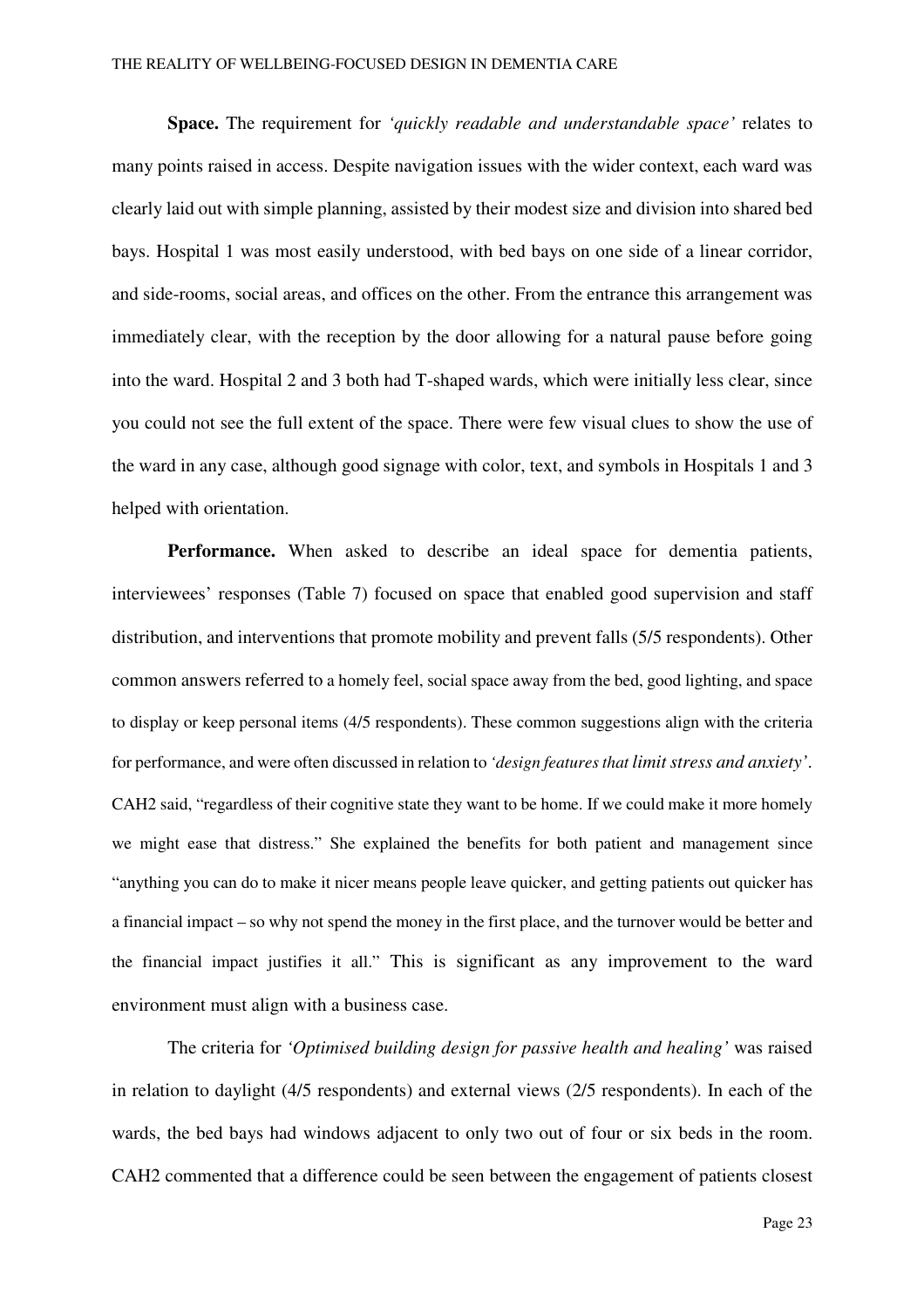**Space.** The requirement for *'quickly readable and understandable space'* relates to many points raised in access. Despite navigation issues with the wider context, each ward was clearly laid out with simple planning, assisted by their modest size and division into shared bed bays. Hospital 1 was most easily understood, with bed bays on one side of a linear corridor, and side-rooms, social areas, and offices on the other. From the entrance this arrangement was immediately clear, with the reception by the door allowing for a natural pause before going into the ward. Hospital 2 and 3 both had T-shaped wards, which were initially less clear, since you could not see the full extent of the space. There were few visual clues to show the use of the ward in any case, although good signage with color, text, and symbols in Hospitals 1 and 3 helped with orientation.

**Performance.** When asked to describe an ideal space for dementia patients, interviewees' responses (Table 7) focused on space that enabled good supervision and staff distribution, and interventions that promote mobility and prevent falls (5/5 respondents). Other common answers referred to a homely feel, social space away from the bed, good lighting, and space to display or keep personal items (4/5 respondents). These common suggestions align with the criteria for performance, and were often discussed in relation to *'design features that limit stress and anxiety'*. CAH2 said, "regardless of their cognitive state they want to be home. If we could make it more homely we might ease that distress." She explained the benefits for both patient and management since "anything you can do to make it nicer means people leave quicker, and getting patients out quicker has a financial impact – so why not spend the money in the first place, and the turnover would be better and the financial impact justifies it all." This is significant as any improvement to the ward environment must align with a business case.

The criteria for *'Optimised building design for passive health and healing'* was raised in relation to daylight (4/5 respondents) and external views (2/5 respondents). In each of the wards, the bed bays had windows adjacent to only two out of four or six beds in the room. CAH2 commented that a difference could be seen between the engagement of patients closest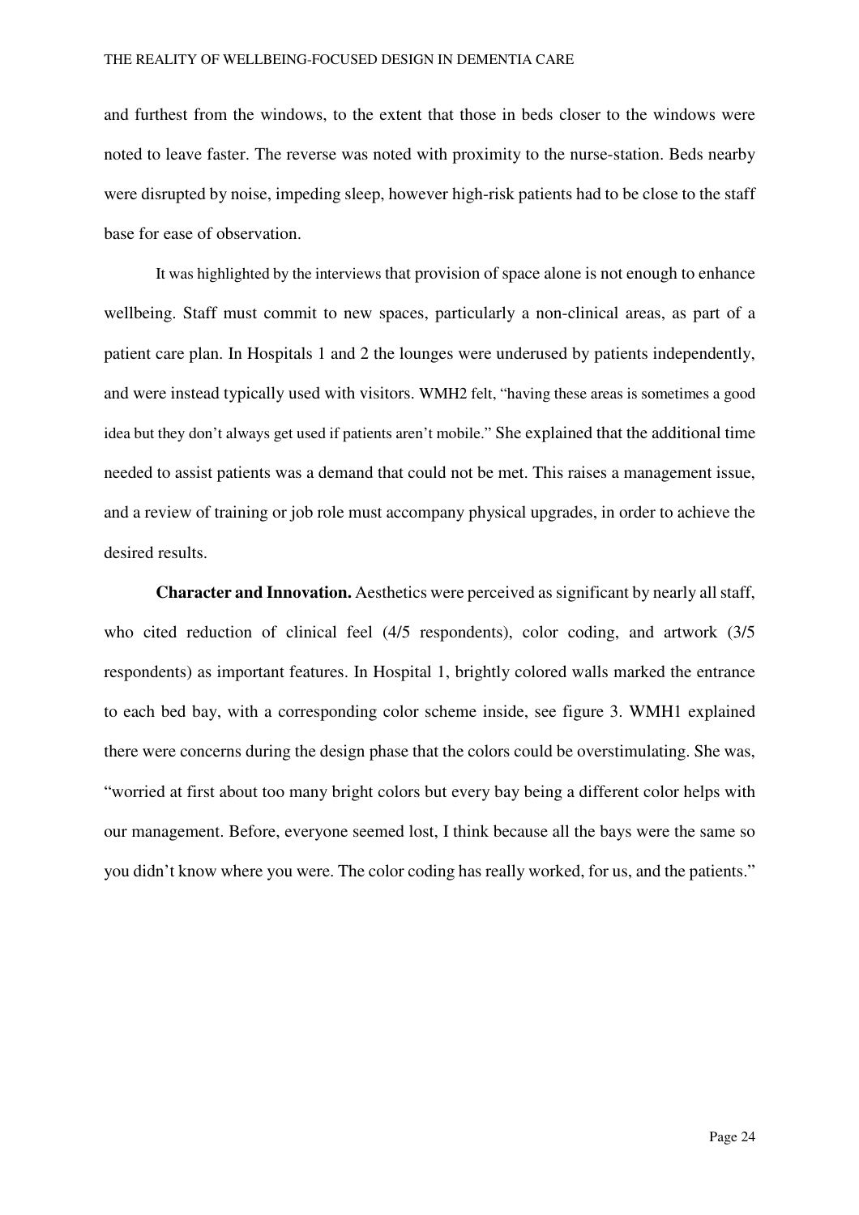and furthest from the windows, to the extent that those in beds closer to the windows were noted to leave faster. The reverse was noted with proximity to the nurse-station. Beds nearby were disrupted by noise, impeding sleep, however high-risk patients had to be close to the staff base for ease of observation.

It was highlighted by the interviews that provision of space alone is not enough to enhance wellbeing. Staff must commit to new spaces, particularly a non-clinical areas, as part of a patient care plan. In Hospitals 1 and 2 the lounges were underused by patients independently, and were instead typically used with visitors. WMH2 felt, "having these areas is sometimes a good idea but they don't always get used if patients aren't mobile." She explained that the additional time needed to assist patients was a demand that could not be met. This raises a management issue, and a review of training or job role must accompany physical upgrades, in order to achieve the desired results.

**Character and Innovation.** Aesthetics were perceived as significant by nearly all staff, who cited reduction of clinical feel (4/5 respondents), color coding, and artwork (3/5 respondents) as important features. In Hospital 1, brightly colored walls marked the entrance to each bed bay, with a corresponding color scheme inside, see figure 3. WMH1 explained there were concerns during the design phase that the colors could be overstimulating. She was, "worried at first about too many bright colors but every bay being a different color helps with our management. Before, everyone seemed lost, I think because all the bays were the same so you didn't know where you were. The color coding has really worked, for us, and the patients."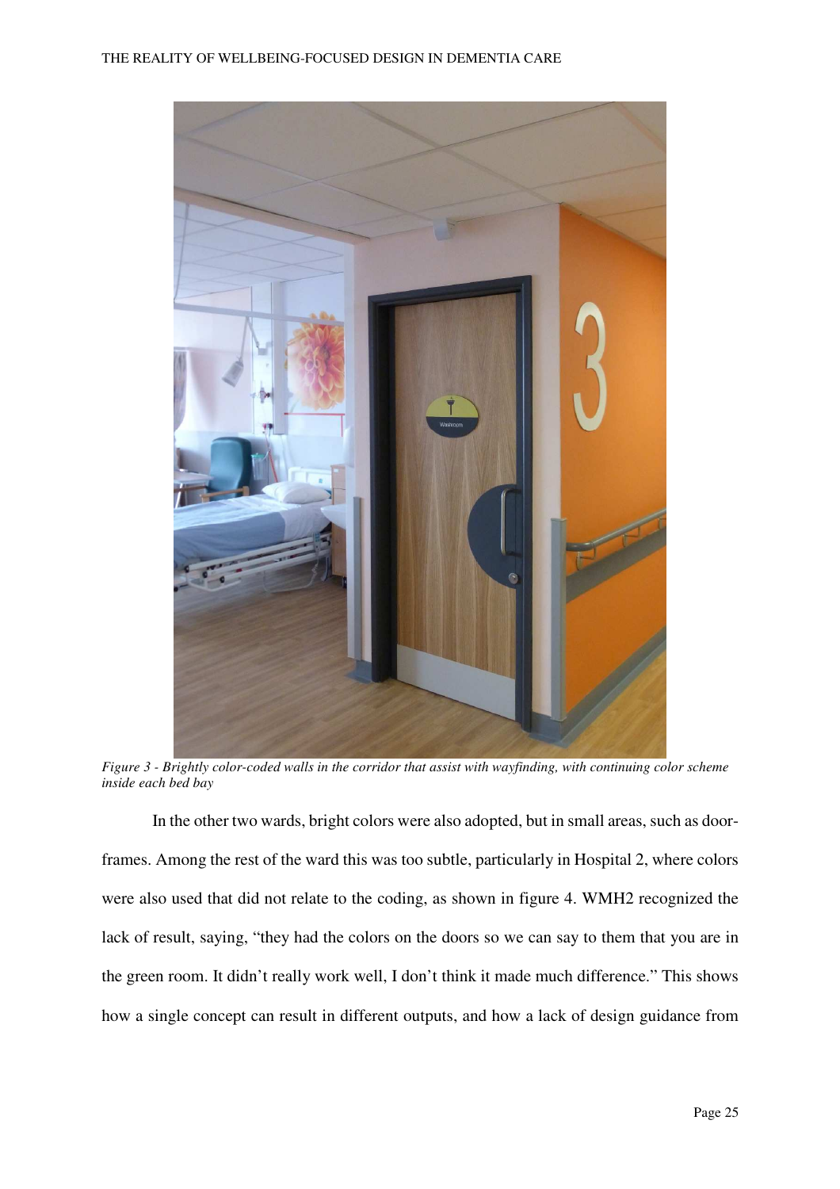*Figure 3 - Brightly color-coded walls in the corridor that assist with wayfinding, with continuing color scheme inside each bed bay*

In the other two wards, bright colors were also adopted, but in small areas, such as door-frames. Among the rest of the ward this was too subtle, particularly in Hospital 2, where colors were also used that did not relate to the coding, as shown in figure 4. WMH2 recognized the lack of result, saying, "they had the colors on the doors so we can say to them that you are in the green room. It didn't really work well, I don't think it made much difference." This shows how a single concept can result in different outputs, and how a lack of design guidance from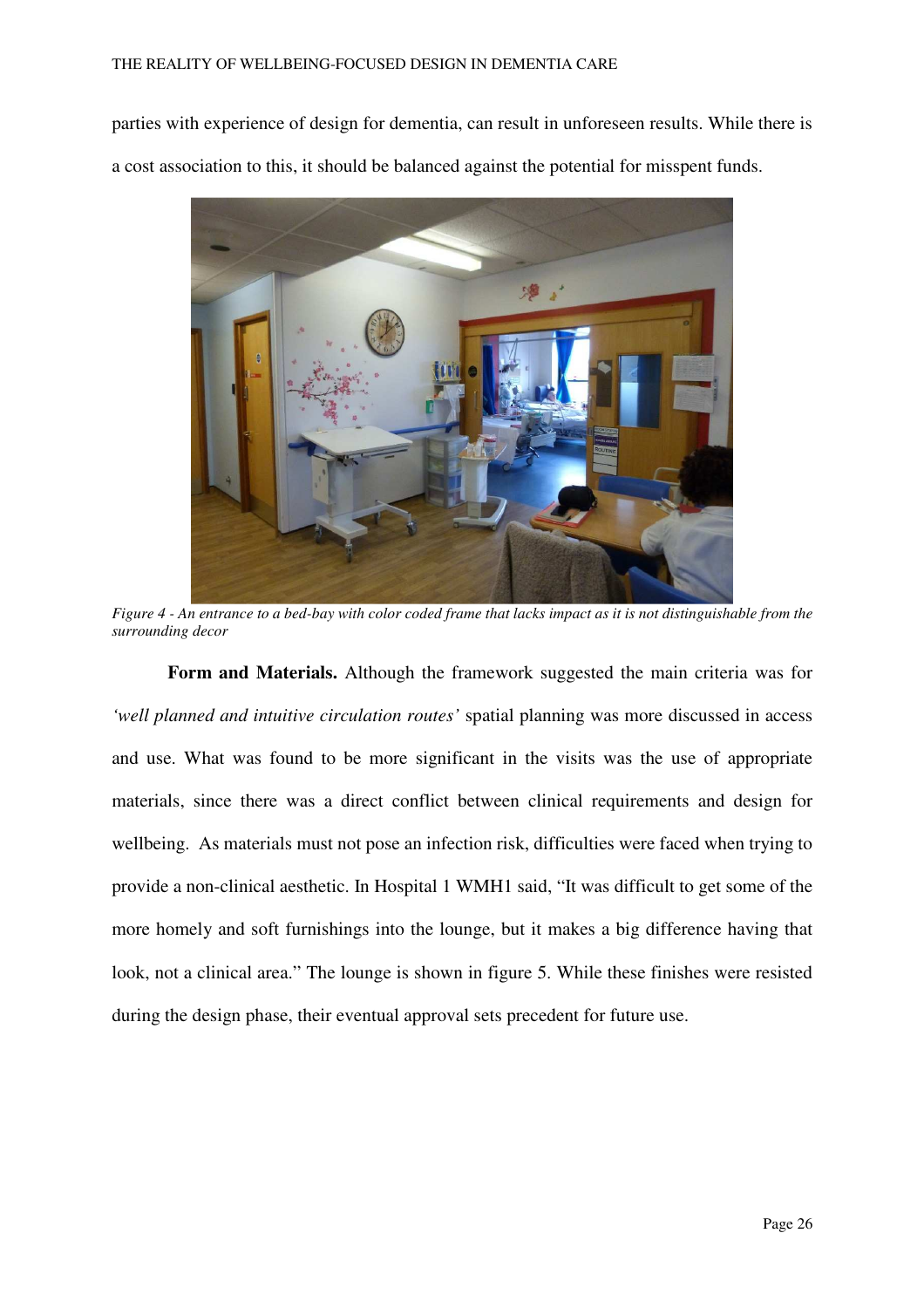parties with experience of design for dementia, can result in unforeseen results. While there is a cost association to this, it should be balanced against the potential for misspent funds.

*Figure 4 - An entrance to a bed-bay with color coded frame that lacks impact as it is not distinguishable from the surrounding decor*

**Form and Materials.** Although the framework suggested the main criteria was for *'well planned and intuitive circulation routes'* spatial planning was more discussed in access and use. What was found to be more significant in the visits was the use of appropriate materials, since there was a direct conflict between clinical requirements and design for wellbeing. As materials must not pose an infection risk, difficulties were faced when trying to provide a non-clinical aesthetic. In Hospital 1 WMH1 said, "It was difficult to get some of the more homely and soft furnishings into the lounge, but it makes a big difference having that look, not a clinical area." The lounge is shown in figure 5. While these finishes were resisted during the design phase, their eventual approval sets precedent for future use.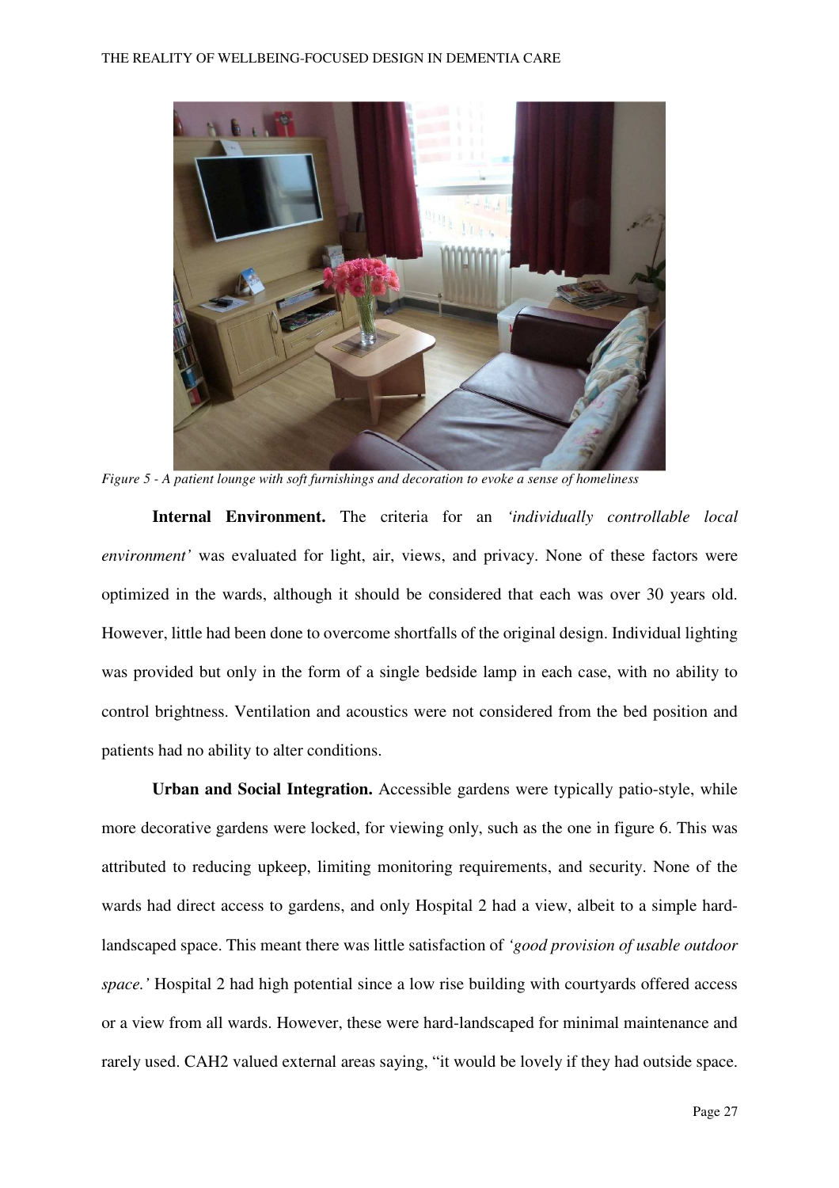*Figure 5 - A patient lounge with soft furnishings and decoration to evoke a sense of homeliness*

**Internal Environment.** The criteria for an *'individually controllable local environment'* was evaluated for light, air, views, and privacy. None of these factors were optimized in the wards, although it should be considered that each was over 30 years old. However, little had been done to overcome shortfalls of the original design. Individual lighting was provided but only in the form of a single bedside lamp in each case, with no ability to control brightness. Ventilation and acoustics were not considered from the bed position and patients had no ability to alter conditions.

**Urban and Social Integration.** Accessible gardens were typically patio-style, while more decorative gardens were locked, for viewing only, such as the one in figure 6. This was attributed to reducing upkeep, limiting monitoring requirements, and security. None of the wards had direct access to gardens, and only Hospital 2 had a view, albeit to a simple hard-landscaped space. This meant there was little satisfaction of *'good provision of usable outdoor space.'* Hospital 2 had high potential since a low rise building with courtyards offered access or a view from all wards. However, these were hard-landscaped for minimal maintenance and rarely used. CAH2 valued external areas saying, "it would be lovely if they had outside space.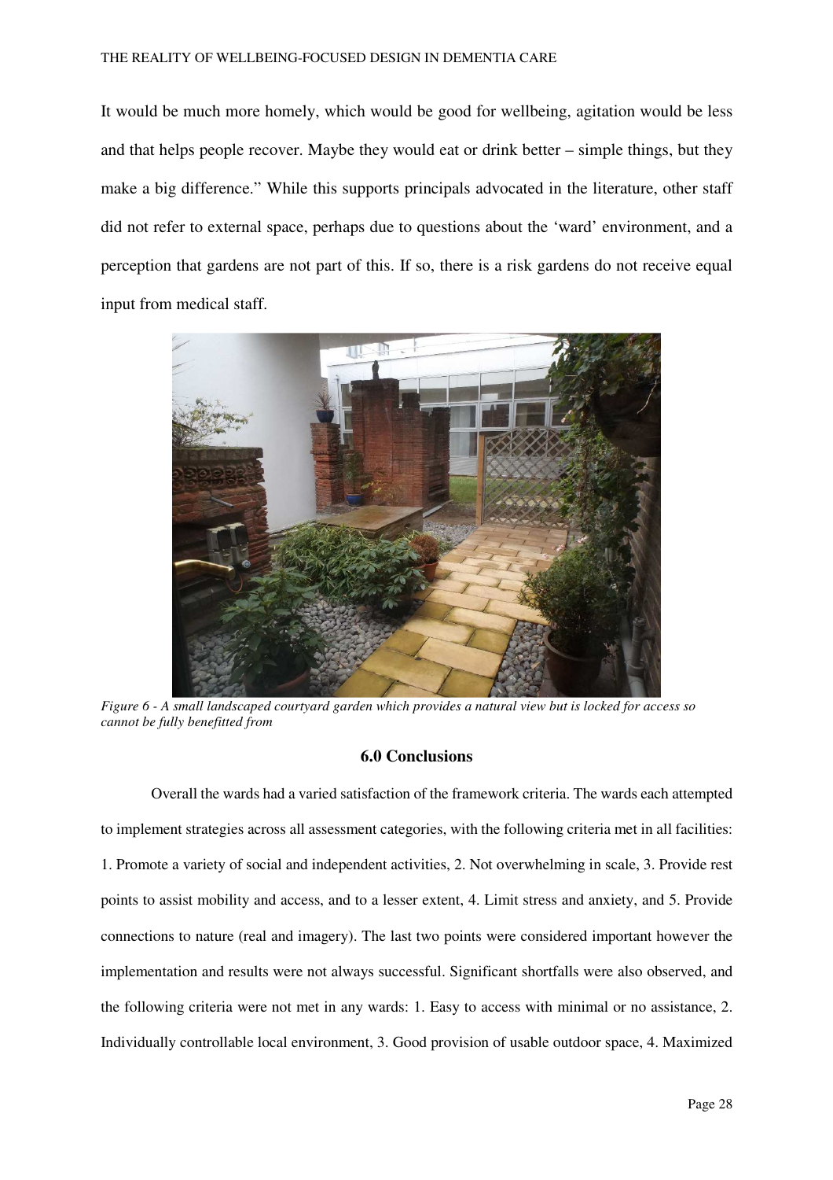It would be much more homely, which would be good for wellbeing, agitation would be less and that helps people recover. Maybe they would eat or drink better – simple things, but they make a big difference." While this supports principals advocated in the literature, other staff did not refer to external space, perhaps due to questions about the 'ward' environment, and a perception that gardens are not part of this. If so, there is a risk gardens do not receive equal input from medical staff.

*Figure 6 - A small landscaped courtyard garden which provides a natural view but is locked for access so cannot be fully benefitted from*

## 6.0 Conclusions

Overall the wards had a varied satisfaction of the framework criteria. The wards each attempted to implement strategies across all assessment categories, with the following criteria met in all facilities: 1. Promote a variety of social and independent activities, 2. Not overwhelming in scale, 3. Provide rest points to assist mobility and access, and to a lesser extent, 4. Limit stress and anxiety, and 5. Provide connections to nature (real and imagery). The last two points were considered important however the implementation and results were not always successful. Significant shortfalls were also observed, and the following criteria were not met in any wards: 1. Easy to access with minimal or no assistance, 2. Individually controllable local environment, 3. Good provision of usable outdoor space, 4. Maximized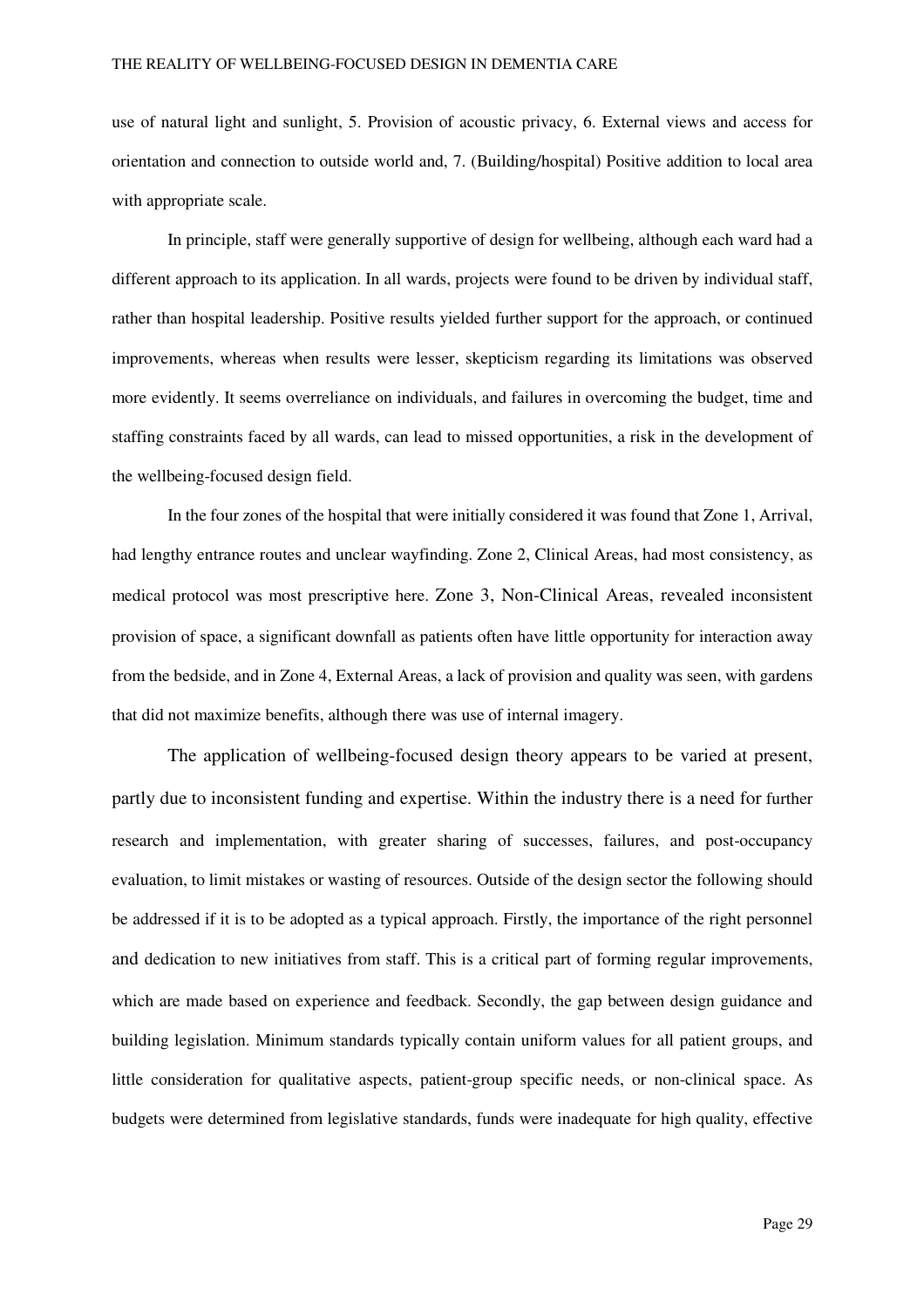use of natural light and sunlight, 5. Provision of acoustic privacy, 6. External views and access for orientation and connection to outside world and, 7. (Building/hospital) Positive addition to local area with appropriate scale.

In principle, staff were generally supportive of design for wellbeing, although each ward had a different approach to its application. In all wards, projects were found to be driven by individual staff, rather than hospital leadership. Positive results yielded further support for the approach, or continued improvements, whereas when results were lesser, skepticism regarding its limitations was observed more evidently. It seems overreliance on individuals, and failures in overcoming the budget, time and staffing constraints faced by all wards, can lead to missed opportunities, a risk in the development of the wellbeing-focused design field.

In the four zones of the hospital that were initially considered it was found that Zone 1, Arrival, had lengthy entrance routes and unclear wayfinding. Zone 2, Clinical Areas, had most consistency, as medical protocol was most prescriptive here. Zone 3, Non-Clinical Areas, revealed inconsistent provision of space, a significant downfall as patients often have little opportunity for interaction away from the bedside, and in Zone 4, External Areas, a lack of provision and quality was seen, with gardens that did not maximize benefits, although there was use of internal imagery.

The application of wellbeing-focused design theory appears to be varied at present, partly due to inconsistent funding and expertise. Within the industry there is a need for further research and implementation, with greater sharing of successes, failures, and post-occupancy evaluation, to limit mistakes or wasting of resources. Outside of the design sector the following should be addressed if it is to be adopted as a typical approach. Firstly, the importance of the right personnel and dedication to new initiatives from staff. This is a critical part of forming regular improvements, which are made based on experience and feedback. Secondly, the gap between design guidance and building legislation. Minimum standards typically contain uniform values for all patient groups, and little consideration for qualitative aspects, patient-group specific needs, or non-clinical space. As budgets were determined from legislative standards, funds were inadequate for high quality, effective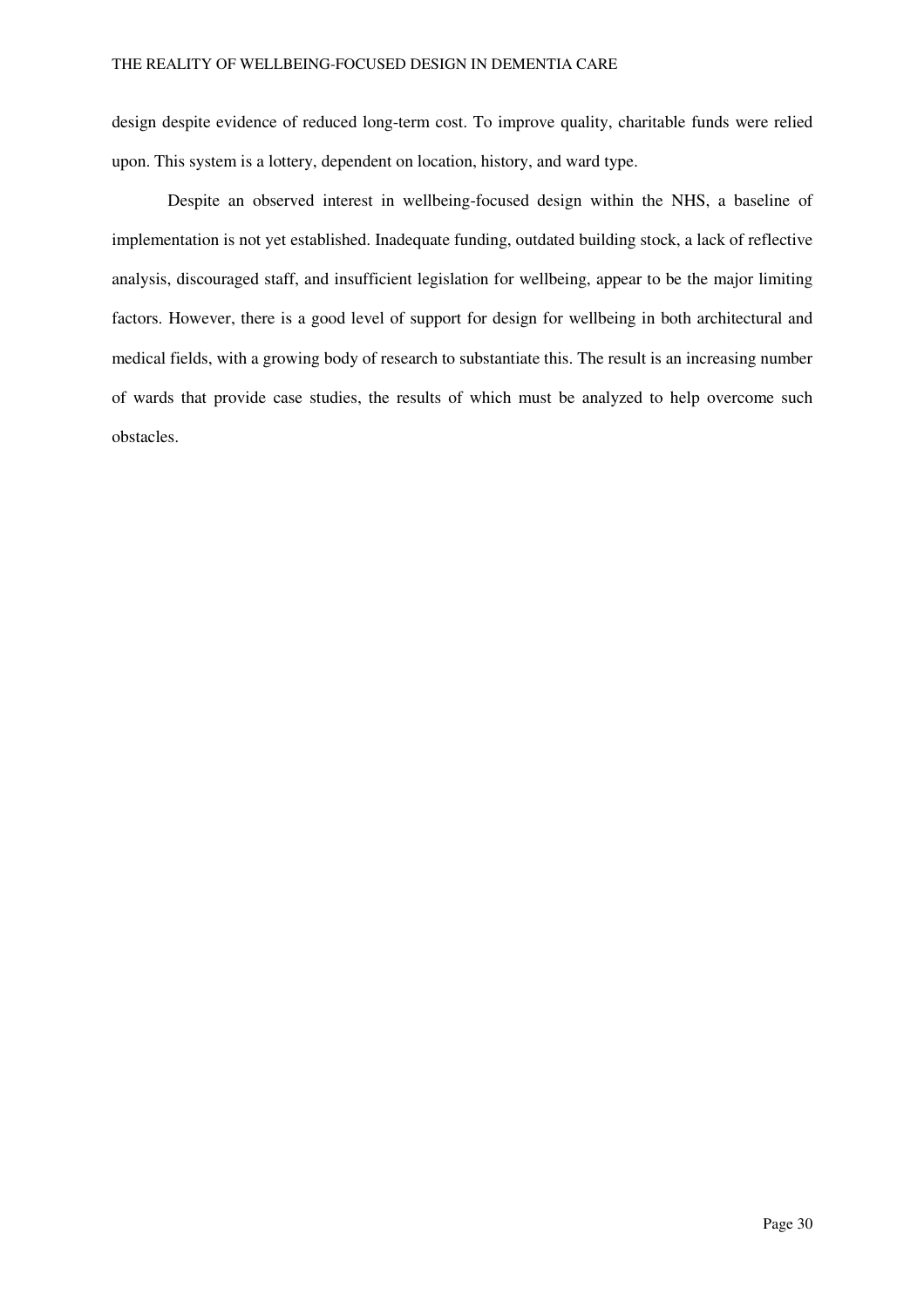design despite evidence of reduced long-term cost. To improve quality, charitable funds were relied upon. This system is a lottery, dependent on location, history, and ward type.

Despite an observed interest in wellbeing-focused design within the NHS, a baseline of implementation is not yet established. Inadequate funding, outdated building stock, a lack of reflective analysis, discouraged staff, and insufficient legislation for wellbeing, appear to be the major limiting factors. However, there is a good level of support for design for wellbeing in both architectural and medical fields, with a growing body of research to substantiate this. The result is an increasing number of wards that provide case studies, the results of which must be analyzed to help overcome such obstacles.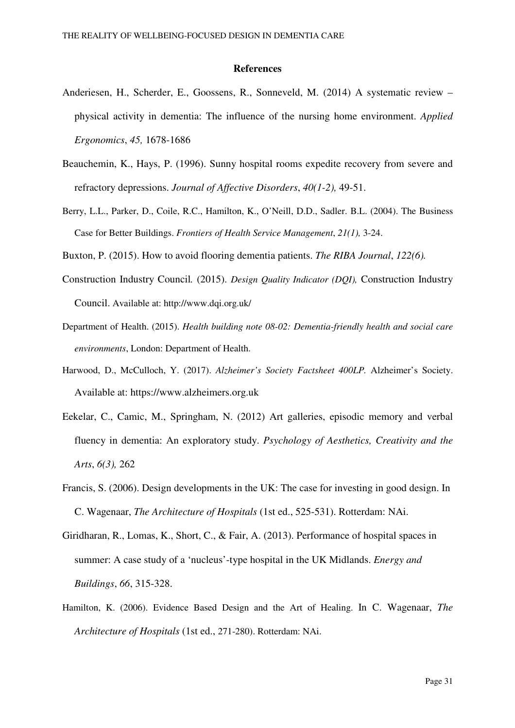# References

Anderiesen, H., Scherder, E., Goossens, R., Sonneveld, M. (2014) A systematic review – physical activity in dementia: The influence of the nursing home environment. *Applied Ergonomics*, *45,* 1678-1686

Beauchemin, K., Hays, P. (1996). Sunny hospital rooms expedite recovery from severe and refractory depressions. *Journal of Affective Disorders*, *40(1-2),* 49-51.

Berry, L.L., Parker, D., Coile, R.C., Hamilton, K., O'Neill, D.D., Sadler. B.L. (2004). The Business Case for Better Buildings. *Frontiers of Health Service Management*, *21(1),* 3-24.

Buxton, P. (2015). How to avoid flooring dementia patients. *The RIBA Journal*, *122(6).*

Construction Industry Council. (2015). *Design Quality Indicator (DQI),* Construction Industry Council. Available at: http://www.dqi.org.uk/

Department of Health. (2015). *Health building note 08-02: Dementia-friendly health and social care environments*, London: Department of Health.

Harwood, D., McCulloch, Y. (2017). *Alzheimer's Society Factsheet 400LP.* Alzheimer's Society. Available at: https://www.alzheimers.org.uk

Eekelar, C., Camic, M., Springham, N. (2012) Art galleries, episodic memory and verbal fluency in dementia: An exploratory study. *Psychology of Aesthetics, Creativity and the Arts*, *6(3),* 262

Francis, S. (2006). Design developments in the UK: The case for investing in good design. In C. Wagenaar, *The Architecture of Hospitals* (1st ed., 525-531). Rotterdam: NAi.

Giridharan, R., Lomas, K., Short, C., & Fair, A. (2013). Performance of hospital spaces in summer: A case study of a 'nucleus'-type hospital in the UK Midlands. *Energy and Buildings*, *66*, 315-328.

Hamilton, K. (2006). Evidence Based Design and the Art of Healing. In C. Wagenaar, *The Architecture of Hospitals* (1st ed., 271-280). Rotterdam: NAi.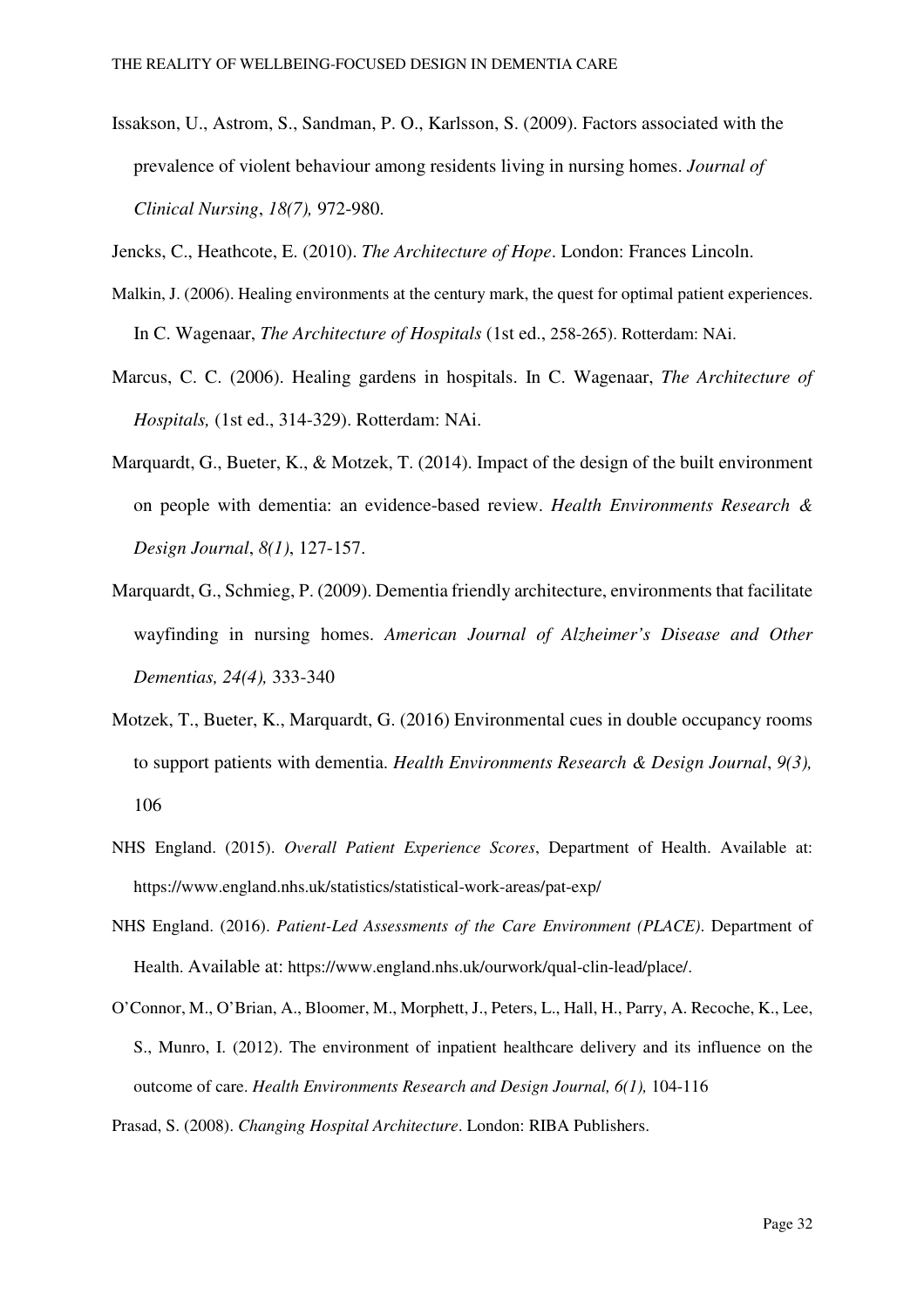Issakson, U., Astrom, S., Sandman, P. O., Karlsson, S. (2009). Factors associated with the prevalence of violent behaviour among residents living in nursing homes. *Journal of Clinical Nursing*, *18(7),* 972-980.

Jencks, C., Heathcote, E. (2010). *The Architecture of Hope*. London: Frances Lincoln.

Malkin, J. (2006). Healing environments at the century mark, the quest for optimal patient experiences. In C. Wagenaar, *The Architecture of Hospitals* (1st ed., 258-265). Rotterdam: NAi.

Marcus, C. C. (2006). Healing gardens in hospitals. In C. Wagenaar, *The Architecture of Hospitals,* (1st ed., 314-329). Rotterdam: NAi.

Marquardt, G., Bueter, K., & Motzek, T. (2014). Impact of the design of the built environment on people with dementia: an evidence-based review. *Health Environments Research & Design Journal*, *8(1)*, 127-157.

Marquardt, G., Schmieg, P. (2009). Dementia friendly architecture, environments that facilitate wayfinding in nursing homes. *American Journal of Alzheimer's Disease and Other Dementias, 24(4),* 333-340

Motzek, T., Bueter, K., Marquardt, G. (2016) Environmental cues in double occupancy rooms to support patients with dementia. *Health Environments Research & Design Journal*, *9(3),* 106

NHS England. (2015). *Overall Patient Experience Scores*, Department of Health. Available at: https://www.england.nhs.uk/statistics/statistical-work-areas/pat-exp/

NHS England. (2016). *Patient-Led Assessments of the Care Environment (PLACE)*. Department of Health. Available at: https://www.england.nhs.uk/ourwork/qual-clin-lead/place/.

O'Connor, M., O'Brian, A., Bloomer, M., Morphett, J., Peters, L., Hall, H., Parry, A. Recoche, K., Lee, S., Munro, I. (2012). The environment of inpatient healthcare delivery and its influence on the outcome of care. *Health Environments Research and Design Journal, 6(1),* 104-116

Prasad, S. (2008). *Changing Hospital Architecture*. London: RIBA Publishers.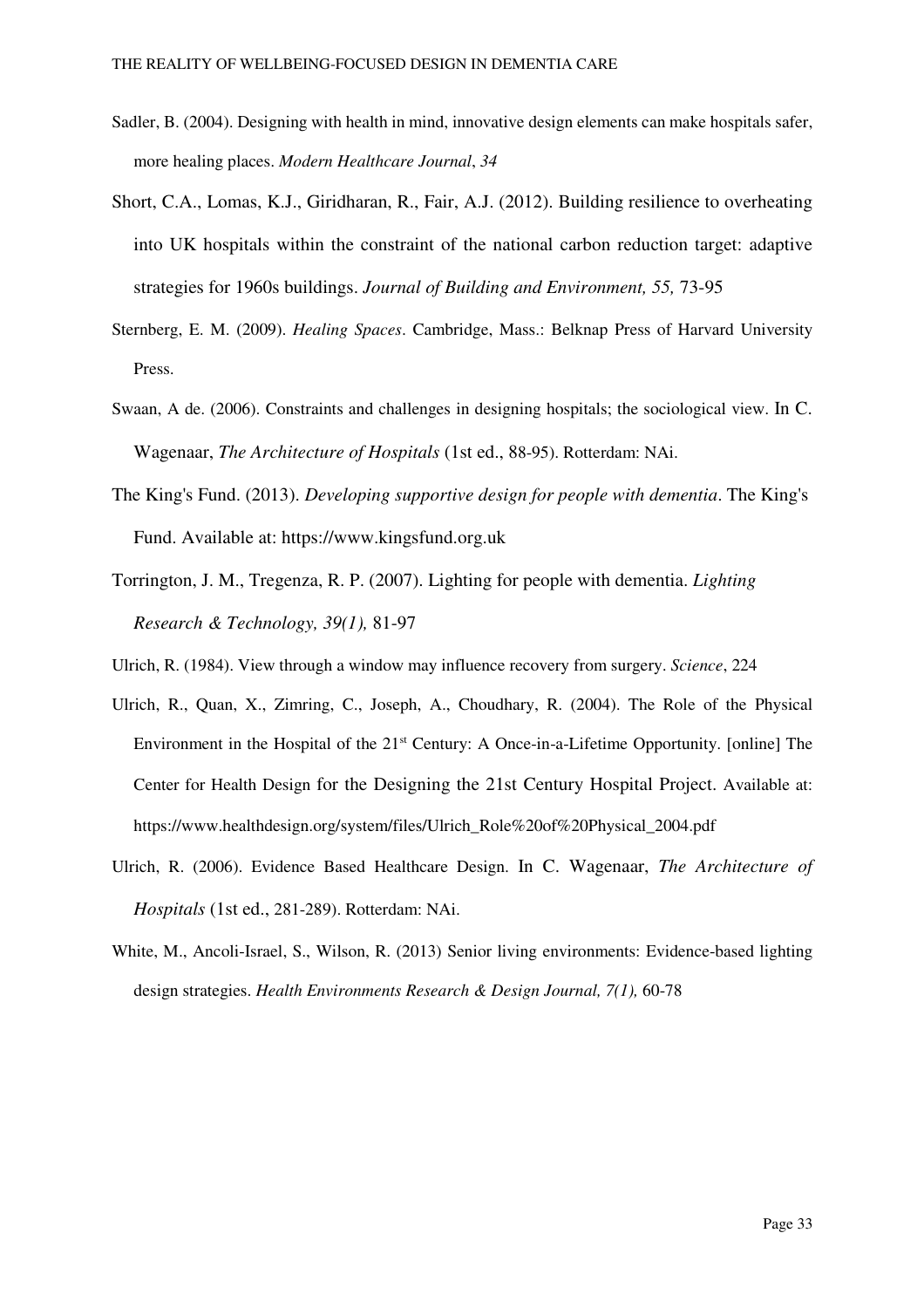Sadler, B. (2004). Designing with health in mind, innovative design elements can make hospitals safer, more healing places. *Modern Healthcare Journal*, *34*

Short, C.A., Lomas, K.J., Giridharan, R., Fair, A.J. (2012). Building resilience to overheating into UK hospitals within the constraint of the national carbon reduction target: adaptive strategies for 1960s buildings. *Journal of Building and Environment, 55,* 73-95

Sternberg, E. M. (2009). *Healing Spaces*. Cambridge, Mass.: Belknap Press of Harvard University Press.

Swaan, A de. (2006). Constraints and challenges in designing hospitals; the sociological view. In C. Wagenaar, *The Architecture of Hospitals* (1st ed., 88-95). Rotterdam: NAi.

The King's Fund. (2013). *Developing supportive design for people with dementia*. The King's Fund. Available at: https://www.kingsfund.org.uk

Torrington, J. M., Tregenza, R. P. (2007). Lighting for people with dementia. *Lighting Research & Technology, 39(1),* 81-97

Ulrich, R. (1984). View through a window may influence recovery from surgery. *Science*, 224

Ulrich, R., Quan, X., Zimring, C., Joseph, A., Choudhary, R. (2004). The Role of the Physical Environment in the Hospital of the 21st Century: A Once-in-a-Lifetime Opportunity. [online] The Center for Health Design for the Designing the 21st Century Hospital Project. Available at: https://www.healthdesign.org/system/files/Ulrich_Role%20of%20Physical_2004.pdf

Ulrich, R. (2006). Evidence Based Healthcare Design. In C. Wagenaar, *The Architecture of Hospitals* (1st ed., 281-289). Rotterdam: NAi.

White, M., Ancoli-Israel, S., Wilson, R. (2013) Senior living environments: Evidence-based lighting design strategies. *Health Environments Research & Design Journal, 7(1),* 60-78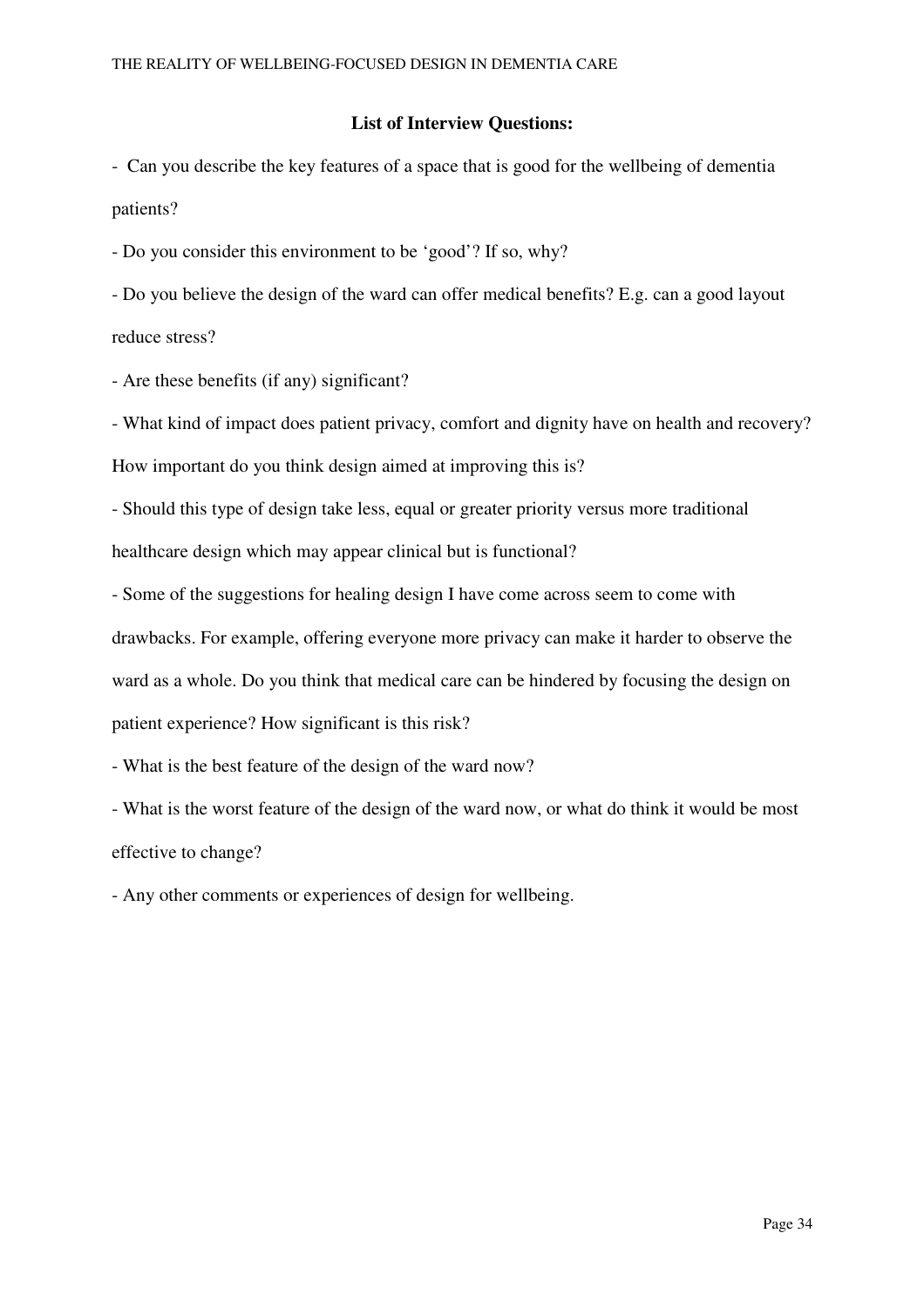**List of Interview Questions:**

- Can you describe the key features of a space that is good for the wellbeing of dementia patients?
- Do you consider this environment to be 'good'? If so, why?
- Do you believe the design of the ward can offer medical benefits? E.g. can a good layout reduce stress?
- Are these benefits (if any) significant?
- What kind of impact does patient privacy, comfort and dignity have on health and recovery? How important do you think design aimed at improving this is?
- Should this type of design take less, equal or greater priority versus more traditional healthcare design which may appear clinical but is functional?
- Some of the suggestions for healing design I have come across seem to come with drawbacks. For example, offering everyone more privacy can make it harder to observe the ward as a whole. Do you think that medical care can be hindered by focusing the design on patient experience? How significant is this risk?
- What is the best feature of the design of the ward now?
- What is the worst feature of the design of the ward now, or what do think it would be most effective to change?
- Any other comments or experiences of design for wellbeing.